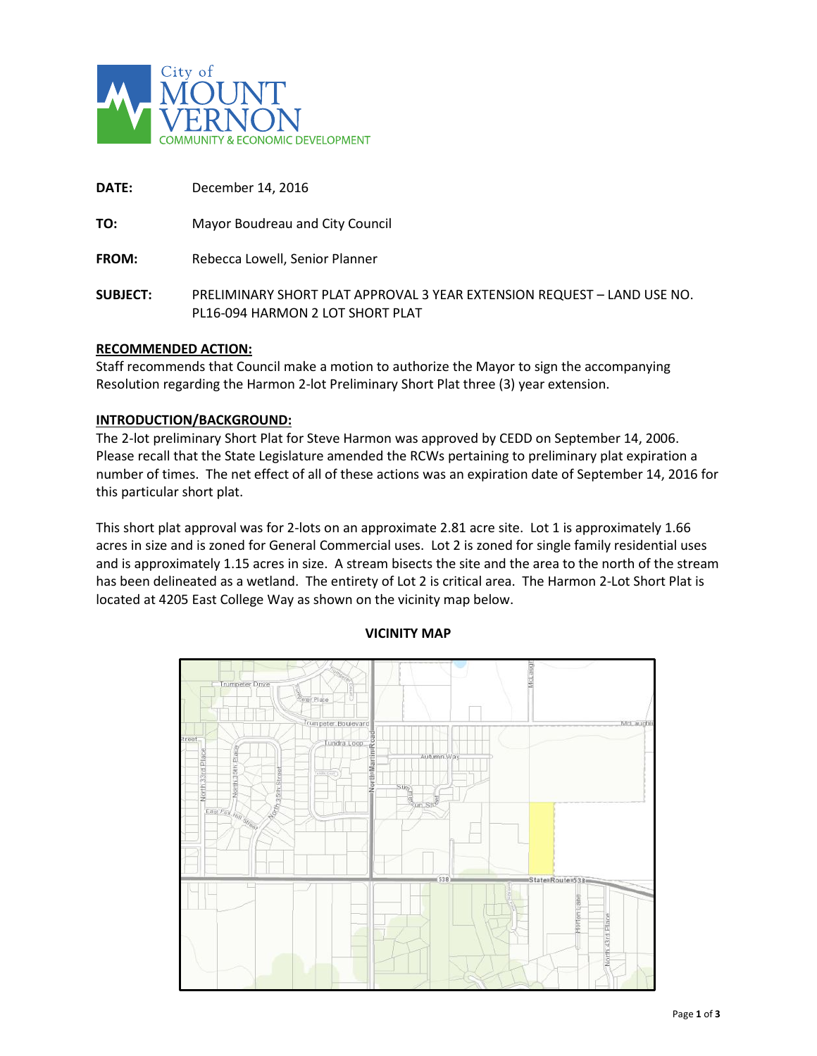City of MOUNT VERNON COMMUNITY & ECONOMIC DEVELOPMENT

**DATE:** December 14, 2016

**TO:** Mayor Boudreau and City Council

**FROM:** Rebecca Lowell, Senior Planner

**SUBJECT:** PRELIMINARY SHORT PLAT APPROVAL 3 YEAR EXTENSION REQUEST – LAND USE NO. PL16-094 HARMON 2 LOT SHORT PLAT

**RECOMMENDED ACTION:**

Staff recommends that Council make a motion to authorize the Mayor to sign the accompanying Resolution regarding the Harmon 2-lot Preliminary Short Plat three (3) year extension.

**INTRODUCTION/BACKGROUND:**

The 2-lot preliminary Short Plat for Steve Harmon was approved by CEDD on September 14, 2006. Please recall that the State Legislature amended the RCWs pertaining to preliminary plat expiration a number of times. The net effect of all of these actions was an expiration date of September 14, 2016 for this particular short plat.

This short plat approval was for 2-lots on an approximate 2.81 acre site. Lot 1 is approximately 1.66 acres in size and is zoned for General Commercial uses. Lot 2 is zoned for single family residential uses and is approximately 1.15 acres in size. A stream bisects the site and the area to the north of the stream has been delineated as a wetland. The entirety of Lot 2 is critical area. The Harmon 2-Lot Short Plat is located at 4205 East College Way as shown on the vicinity map below.

**VICINITY MAP**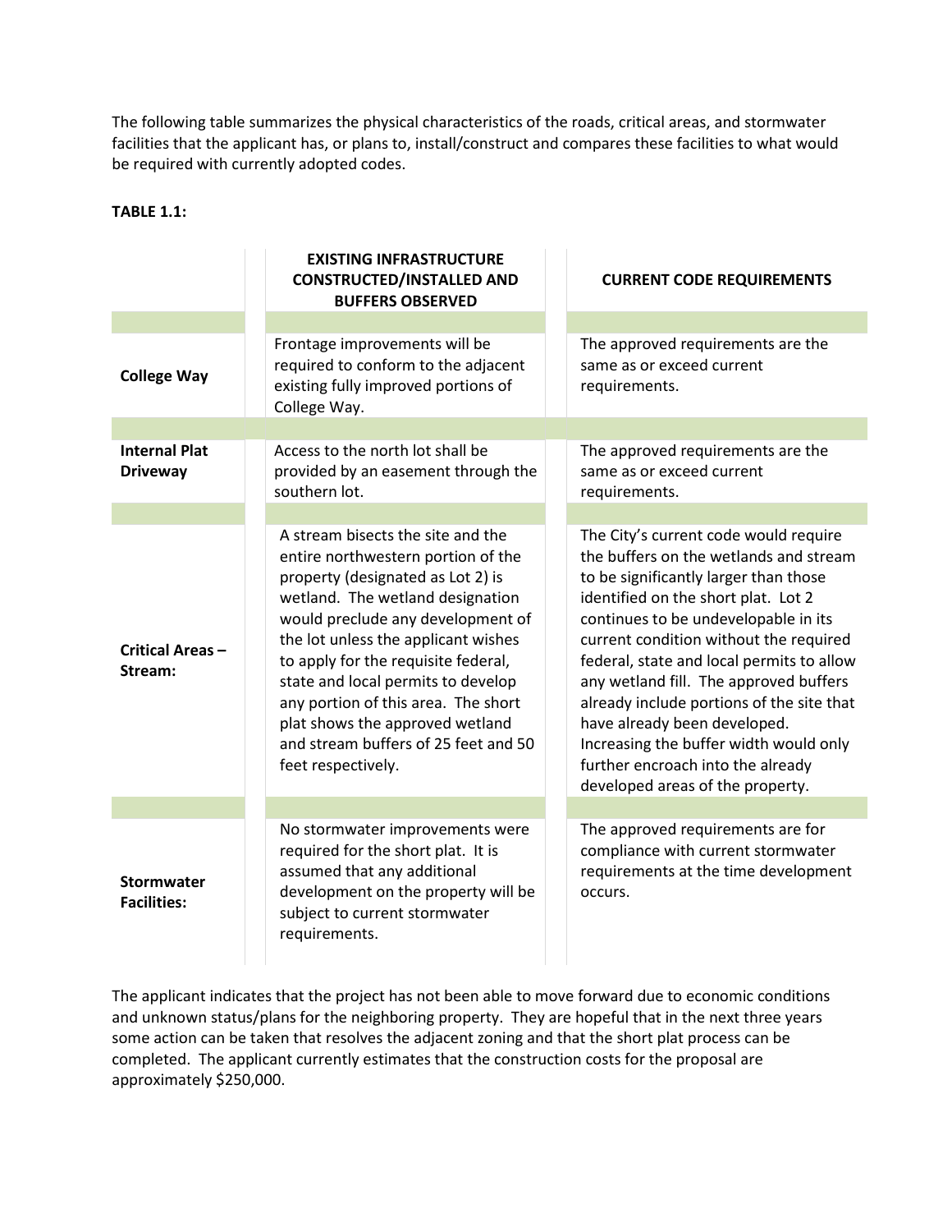The following table summarizes the physical characteristics of the roads, critical areas, and stormwater facilities that the applicant has, or plans to, install/construct and compares these facilities to what would be required with currently adopted codes.

**TABLE 1.1:**

| | **EXISTING INFRASTRUCTURE CONSTRUCTED/INSTALLED AND BUFFERS OBSERVED** | **CURRENT CODE REQUIREMENTS** |
|---|---|---|
| **College Way** | Frontage improvements will be required to conform to the adjacent existing fully improved portions of College Way. | The approved requirements are the same as or exceed current requirements. |
| **Internal Plat Driveway** | Access to the north lot shall be provided by an easement through the southern lot. | The approved requirements are the same as or exceed current requirements. |
| **Critical Areas – Stream:** | A stream bisects the site and the entire northwestern portion of the property (designated as Lot 2) is wetland. The wetland designation would preclude any development of the lot unless the applicant wishes to apply for the requisite federal, state and local permits to develop any portion of this area. The short plat shows the approved wetland and stream buffers of 25 feet and 50 feet respectively. | The City's current code would require the buffers on the wetlands and stream to be significantly larger than those identified on the short plat. Lot 2 continues to be undevelopable in its current condition without the required federal, state and local permits to allow any wetland fill. The approved buffers already include portions of the site that have already been developed. Increasing the buffer width would only further encroach into the already developed areas of the property. |
| **Stormwater Facilities:** | No stormwater improvements were required for the short plat. It is assumed that any additional development on the property will be subject to current stormwater requirements. | The approved requirements are for compliance with current stormwater requirements at the time development occurs. |

The applicant indicates that the project has not been able to move forward due to economic conditions and unknown status/plans for the neighboring property. They are hopeful that in the next three years some action can be taken that resolves the adjacent zoning and that the short plat process can be completed. The applicant currently estimates that the construction costs for the proposal are approximately $250,000.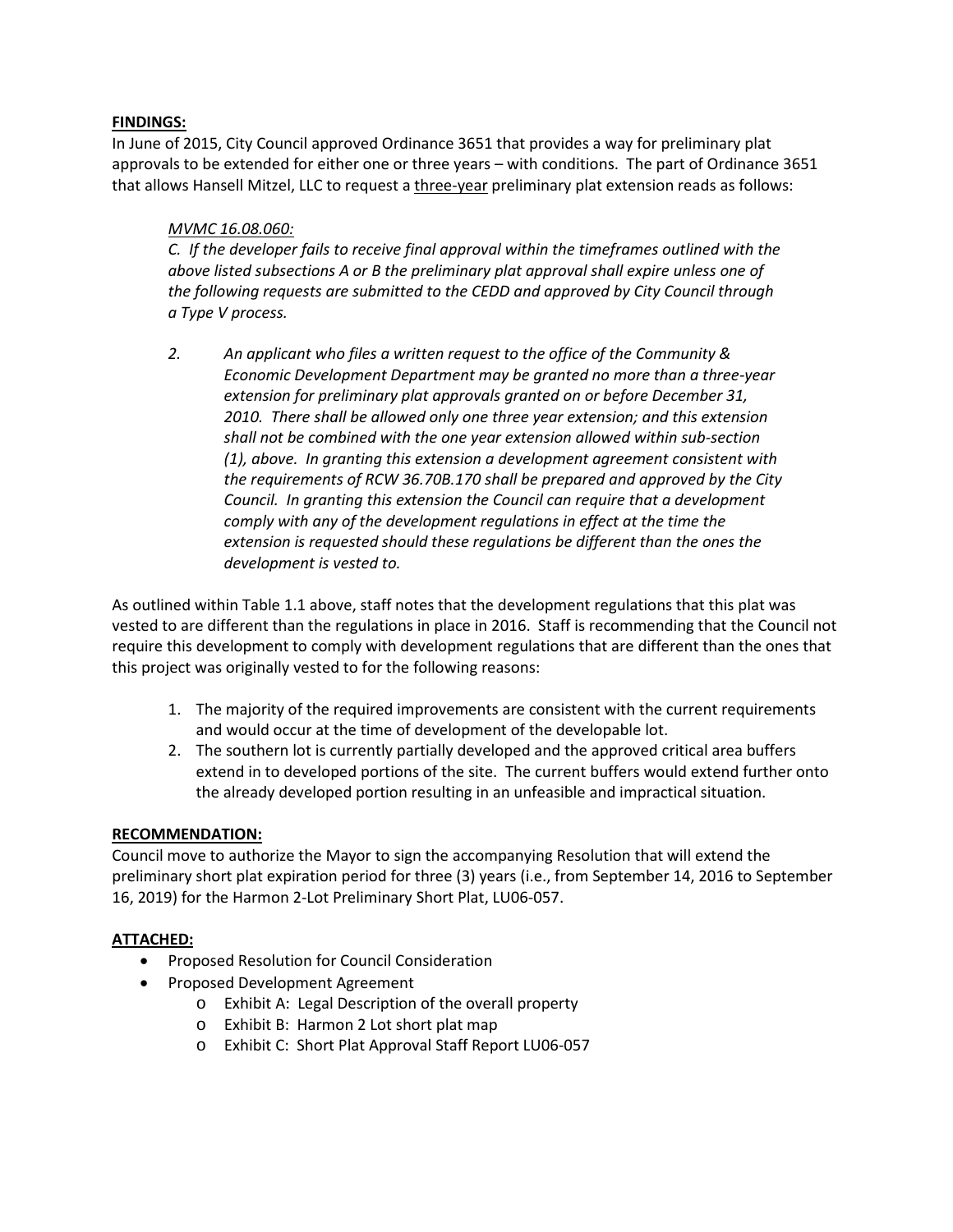**FINDINGS:**

In June of 2015, City Council approved Ordinance 3651 that provides a way for preliminary plat approvals to be extended for either one or three years – with conditions. The part of Ordinance 3651 that allows Hansell Mitzel, LLC to request a <u>three-year</u> preliminary plat extension reads as follows:

> *<u>MVMC 16.08.060:</u>*
>
> *C. If the developer fails to receive final approval within the timeframes outlined with the above listed subsections A or B the preliminary plat approval shall expire unless one of the following requests are submitted to the CEDD and approved by City Council through a Type V process.*
>
> *2. An applicant who files a written request to the office of the Community & Economic Development Department may be granted no more than a three-year extension for preliminary plat approvals granted on or before December 31, 2010. There shall be allowed only one three year extension; and this extension shall not be combined with the one year extension allowed within sub-section (1), above. In granting this extension a development agreement consistent with the requirements of RCW 36.70B.170 shall be prepared and approved by the City Council. In granting this extension the Council can require that a development comply with any of the development regulations in effect at the time the extension is requested should these regulations be different than the ones the development is vested to.*

As outlined within Table 1.1 above, staff notes that the development regulations that this plat was vested to are different than the regulations in place in 2016. Staff is recommending that the Council not require this development to comply with development regulations that are different than the ones that this project was originally vested to for the following reasons:

1. The majority of the required improvements are consistent with the current requirements and would occur at the time of development of the developable lot.
2. The southern lot is currently partially developed and the approved critical area buffers extend in to developed portions of the site. The current buffers would extend further onto the already developed portion resulting in an unfeasible and impractical situation.

**RECOMMENDATION:**

Council move to authorize the Mayor to sign the accompanying Resolution that will extend the preliminary short plat expiration period for three (3) years (i.e., from September 14, 2016 to September 16, 2019) for the Harmon 2-Lot Preliminary Short Plat, LU06-057.

**ATTACHED:**

- Proposed Resolution for Council Consideration
- Proposed Development Agreement
  - Exhibit A: Legal Description of the overall property
  - Exhibit B: Harmon 2 Lot short plat map
  - Exhibit C: Short Plat Approval Staff Report LU06-057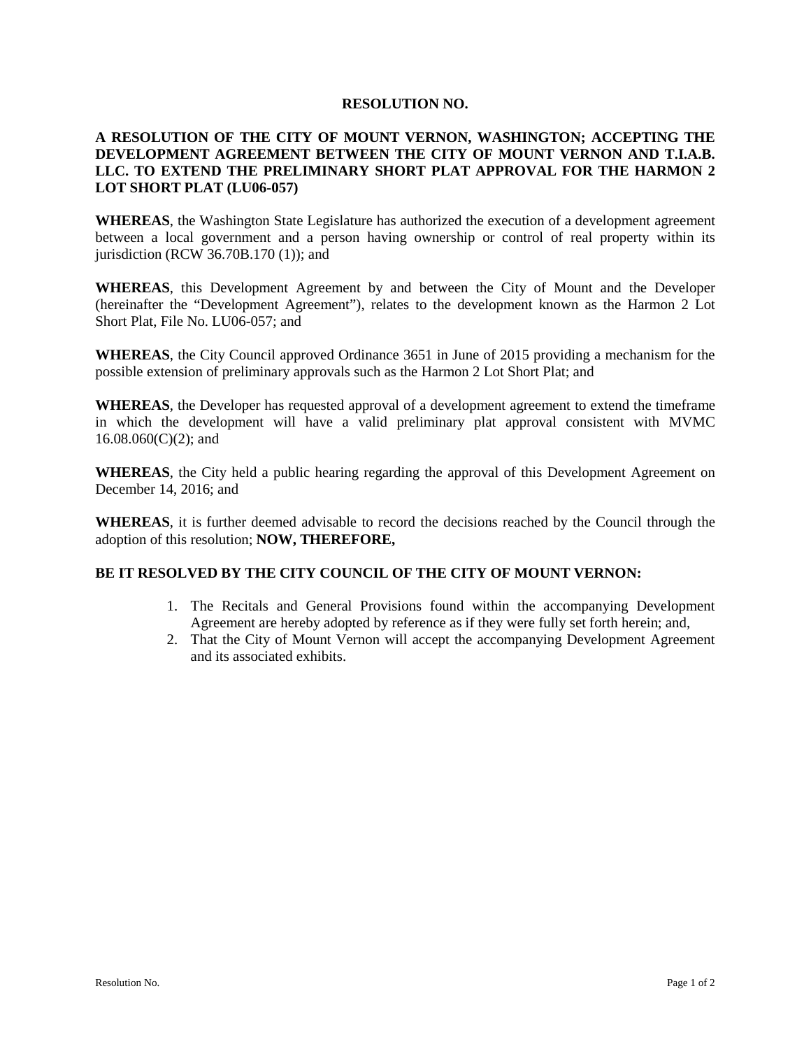# RESOLUTION NO.

## A RESOLUTION OF THE CITY OF MOUNT VERNON, WASHINGTON; ACCEPTING THE DEVELOPMENT AGREEMENT BETWEEN THE CITY OF MOUNT VERNON AND T.I.A.B. LLC. TO EXTEND THE PRELIMINARY SHORT PLAT APPROVAL FOR THE HARMON 2 LOT SHORT PLAT (LU06-057)

**WHEREAS**, the Washington State Legislature has authorized the execution of a development agreement between a local government and a person having ownership or control of real property within its jurisdiction (RCW 36.70B.170 (1)); and

**WHEREAS**, this Development Agreement by and between the City of Mount and the Developer (hereinafter the "Development Agreement"), relates to the development known as the Harmon 2 Lot Short Plat, File No. LU06-057; and

**WHEREAS**, the City Council approved Ordinance 3651 in June of 2015 providing a mechanism for the possible extension of preliminary approvals such as the Harmon 2 Lot Short Plat; and

**WHEREAS**, the Developer has requested approval of a development agreement to extend the timeframe in which the development will have a valid preliminary plat approval consistent with MVMC 16.08.060(C)(2); and

**WHEREAS**, the City held a public hearing regarding the approval of this Development Agreement on December 14, 2016; and

**WHEREAS**, it is further deemed advisable to record the decisions reached by the Council through the adoption of this resolution; **NOW, THEREFORE,**

**BE IT RESOLVED BY THE CITY COUNCIL OF THE CITY OF MOUNT VERNON:**

1. The Recitals and General Provisions found within the accompanying Development Agreement are hereby adopted by reference as if they were fully set forth herein; and,
2. That the City of Mount Vernon will accept the accompanying Development Agreement and its associated exhibits.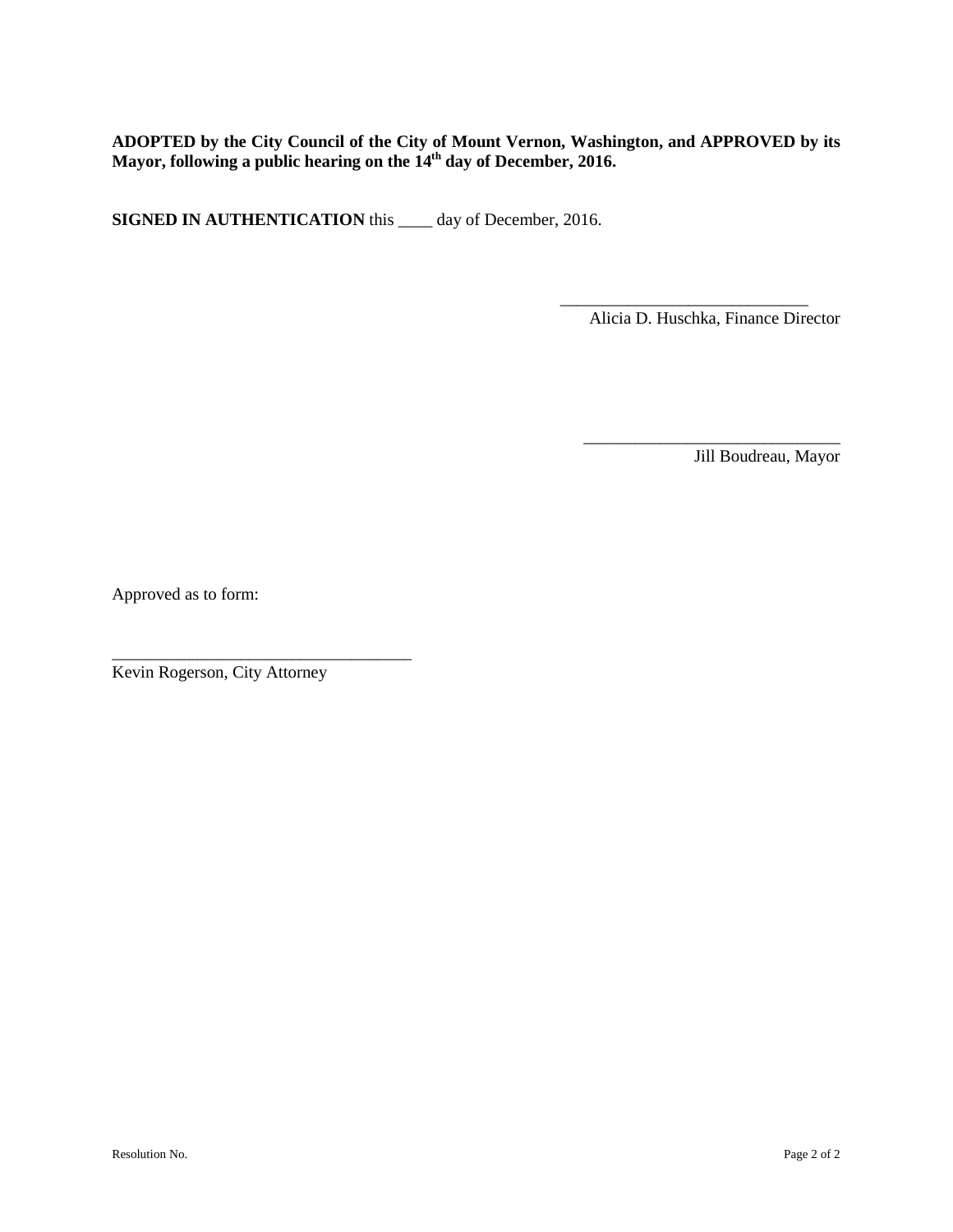**ADOPTED by the City Council of the City of Mount Vernon, Washington, and APPROVED by its Mayor, following a public hearing on the 14th day of December, 2016.**

**SIGNED IN AUTHENTICATION** this ____ day of December, 2016.

______________________________
Alicia D. Huschka, Finance Director

______________________________
Jill Boudreau, Mayor

Approved as to form:

____________________________________
Kevin Rogerson, City Attorney

Resolution No.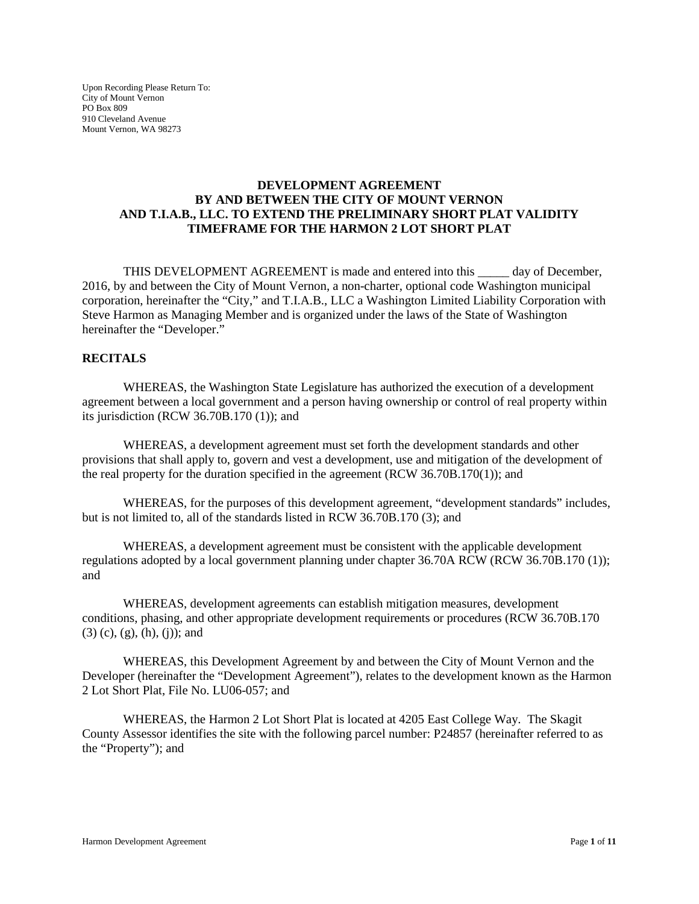Upon Recording Please Return To:
City of Mount Vernon
PO Box 809
910 Cleveland Avenue
Mount Vernon, WA 98273

# DEVELOPMENT AGREEMENT BY AND BETWEEN THE CITY OF MOUNT VERNON AND T.I.A.B., LLC. TO EXTEND THE PRELIMINARY SHORT PLAT VALIDITY TIMEFRAME FOR THE HARMON 2 LOT SHORT PLAT

THIS DEVELOPMENT AGREEMENT is made and entered into this _____ day of December, 2016, by and between the City of Mount Vernon, a non-charter, optional code Washington municipal corporation, hereinafter the "City," and T.I.A.B., LLC a Washington Limited Liability Corporation with Steve Harmon as Managing Member and is organized under the laws of the State of Washington hereinafter the "Developer."

## RECITALS

WHEREAS, the Washington State Legislature has authorized the execution of a development agreement between a local government and a person having ownership or control of real property within its jurisdiction (RCW 36.70B.170 (1)); and

WHEREAS, a development agreement must set forth the development standards and other provisions that shall apply to, govern and vest a development, use and mitigation of the development of the real property for the duration specified in the agreement (RCW 36.70B.170(1)); and

WHEREAS, for the purposes of this development agreement, "development standards" includes, but is not limited to, all of the standards listed in RCW 36.70B.170 (3); and

WHEREAS, a development agreement must be consistent with the applicable development regulations adopted by a local government planning under chapter 36.70A RCW (RCW 36.70B.170 (1)); and

WHEREAS, development agreements can establish mitigation measures, development conditions, phasing, and other appropriate development requirements or procedures (RCW 36.70B.170 (3) (c), (g), (h), (j)); and

WHEREAS, this Development Agreement by and between the City of Mount Vernon and the Developer (hereinafter the "Development Agreement"), relates to the development known as the Harmon 2 Lot Short Plat, File No. LU06-057; and

WHEREAS, the Harmon 2 Lot Short Plat is located at 4205 East College Way. The Skagit County Assessor identifies the site with the following parcel number: P24857 (hereinafter referred to as the "Property"); and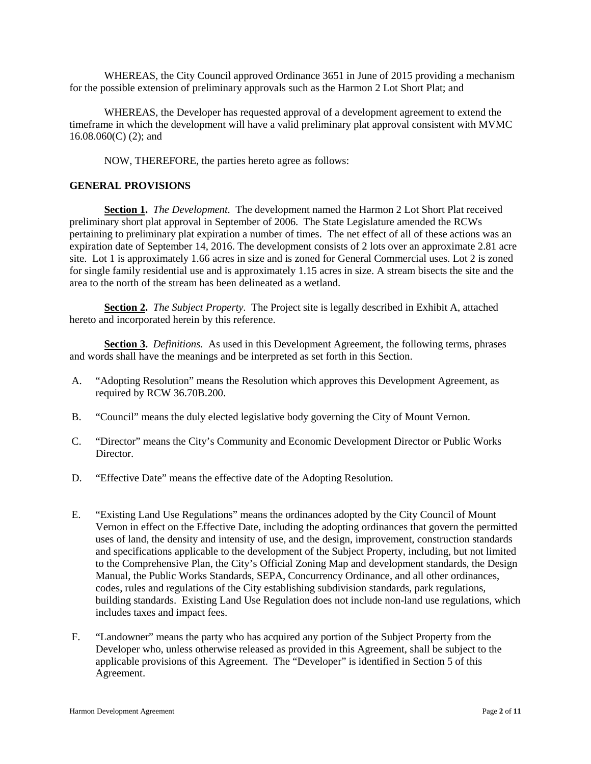WHEREAS, the City Council approved Ordinance 3651 in June of 2015 providing a mechanism for the possible extension of preliminary approvals such as the Harmon 2 Lot Short Plat; and

WHEREAS, the Developer has requested approval of a development agreement to extend the timeframe in which the development will have a valid preliminary plat approval consistent with MVMC 16.08.060(C) (2); and

NOW, THEREFORE, the parties hereto agree as follows:

**GENERAL PROVISIONS**

**Section 1.** *The Development.* The development named the Harmon 2 Lot Short Plat received preliminary short plat approval in September of 2006. The State Legislature amended the RCWs pertaining to preliminary plat expiration a number of times. The net effect of all of these actions was an expiration date of September 14, 2016. The development consists of 2 lots over an approximate 2.81 acre site. Lot 1 is approximately 1.66 acres in size and is zoned for General Commercial uses. Lot 2 is zoned for single family residential use and is approximately 1.15 acres in size. A stream bisects the site and the area to the north of the stream has been delineated as a wetland.

**Section 2.** *The Subject Property*. The Project site is legally described in Exhibit A, attached hereto and incorporated herein by this reference.

**Section 3.** *Definitions.* As used in this Development Agreement, the following terms, phrases and words shall have the meanings and be interpreted as set forth in this Section.

A. "Adopting Resolution" means the Resolution which approves this Development Agreement, as required by RCW 36.70B.200.

B. "Council" means the duly elected legislative body governing the City of Mount Vernon.

C. "Director" means the City's Community and Economic Development Director or Public Works Director.

D. "Effective Date" means the effective date of the Adopting Resolution.

E. "Existing Land Use Regulations" means the ordinances adopted by the City Council of Mount Vernon in effect on the Effective Date, including the adopting ordinances that govern the permitted uses of land, the density and intensity of use, and the design, improvement, construction standards and specifications applicable to the development of the Subject Property, including, but not limited to the Comprehensive Plan, the City's Official Zoning Map and development standards, the Design Manual, the Public Works Standards, SEPA, Concurrency Ordinance, and all other ordinances, codes, rules and regulations of the City establishing subdivision standards, park regulations, building standards. Existing Land Use Regulation does not include non-land use regulations, which includes taxes and impact fees.

F. "Landowner" means the party who has acquired any portion of the Subject Property from the Developer who, unless otherwise released as provided in this Agreement, shall be subject to the applicable provisions of this Agreement. The "Developer" is identified in Section 5 of this Agreement.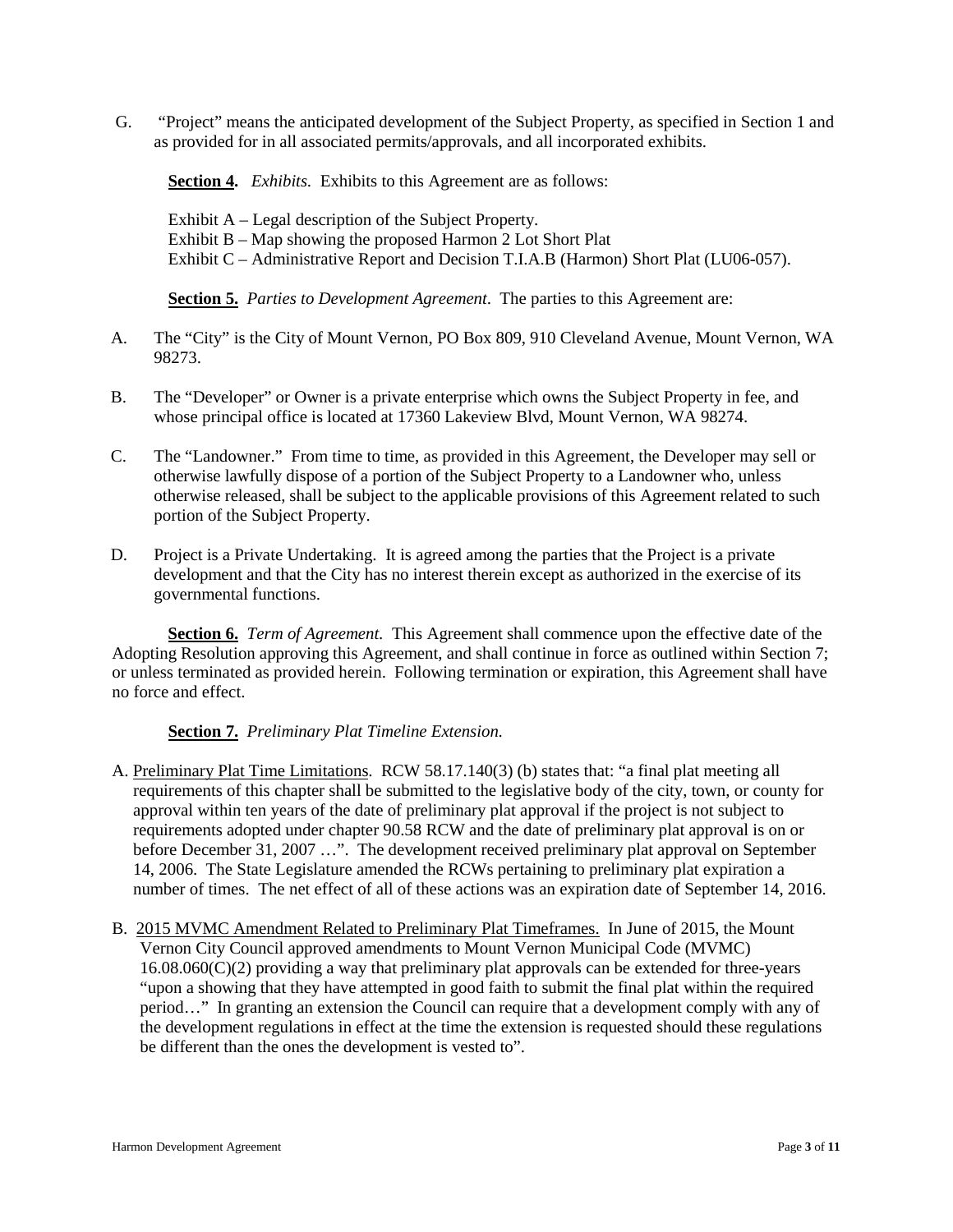G. "Project" means the anticipated development of the Subject Property, as specified in Section 1 and as provided for in all associated permits/approvals, and all incorporated exhibits.

**Section 4.** *Exhibits.* Exhibits to this Agreement are as follows:

Exhibit A – Legal description of the Subject Property.
Exhibit B – Map showing the proposed Harmon 2 Lot Short Plat
Exhibit C – Administrative Report and Decision T.I.A.B (Harmon) Short Plat (LU06-057).

**Section 5.** *Parties to Development Agreement.* The parties to this Agreement are:

A. The "City" is the City of Mount Vernon, PO Box 809, 910 Cleveland Avenue, Mount Vernon, WA 98273.

B. The "Developer" or Owner is a private enterprise which owns the Subject Property in fee, and whose principal office is located at 17360 Lakeview Blvd, Mount Vernon, WA 98274.

C. The "Landowner." From time to time, as provided in this Agreement, the Developer may sell or otherwise lawfully dispose of a portion of the Subject Property to a Landowner who, unless otherwise released, shall be subject to the applicable provisions of this Agreement related to such portion of the Subject Property.

D. Project is a Private Undertaking. It is agreed among the parties that the Project is a private development and that the City has no interest therein except as authorized in the exercise of its governmental functions.

**Section 6.** *Term of Agreement.* This Agreement shall commence upon the effective date of the Adopting Resolution approving this Agreement, and shall continue in force as outlined within Section 7; or unless terminated as provided herein. Following termination or expiration, this Agreement shall have no force and effect.

**Section 7.** *Preliminary Plat Timeline Extension.*

A. Preliminary Plat Time Limitations. RCW 58.17.140(3) (b) states that: "a final plat meeting all requirements of this chapter shall be submitted to the legislative body of the city, town, or county for approval within ten years of the date of preliminary plat approval if the project is not subject to requirements adopted under chapter 90.58 RCW and the date of preliminary plat approval is on or before December 31, 2007 …". The development received preliminary plat approval on September 14, 2006. The State Legislature amended the RCWs pertaining to preliminary plat expiration a number of times. The net effect of all of these actions was an expiration date of September 14, 2016.

B. 2015 MVMC Amendment Related to Preliminary Plat Timeframes. In June of 2015, the Mount Vernon City Council approved amendments to Mount Vernon Municipal Code (MVMC) 16.08.060(C)(2) providing a way that preliminary plat approvals can be extended for three-years "upon a showing that they have attempted in good faith to submit the final plat within the required period…" In granting an extension the Council can require that a development comply with any of the development regulations in effect at the time the extension is requested should these regulations be different than the ones the development is vested to".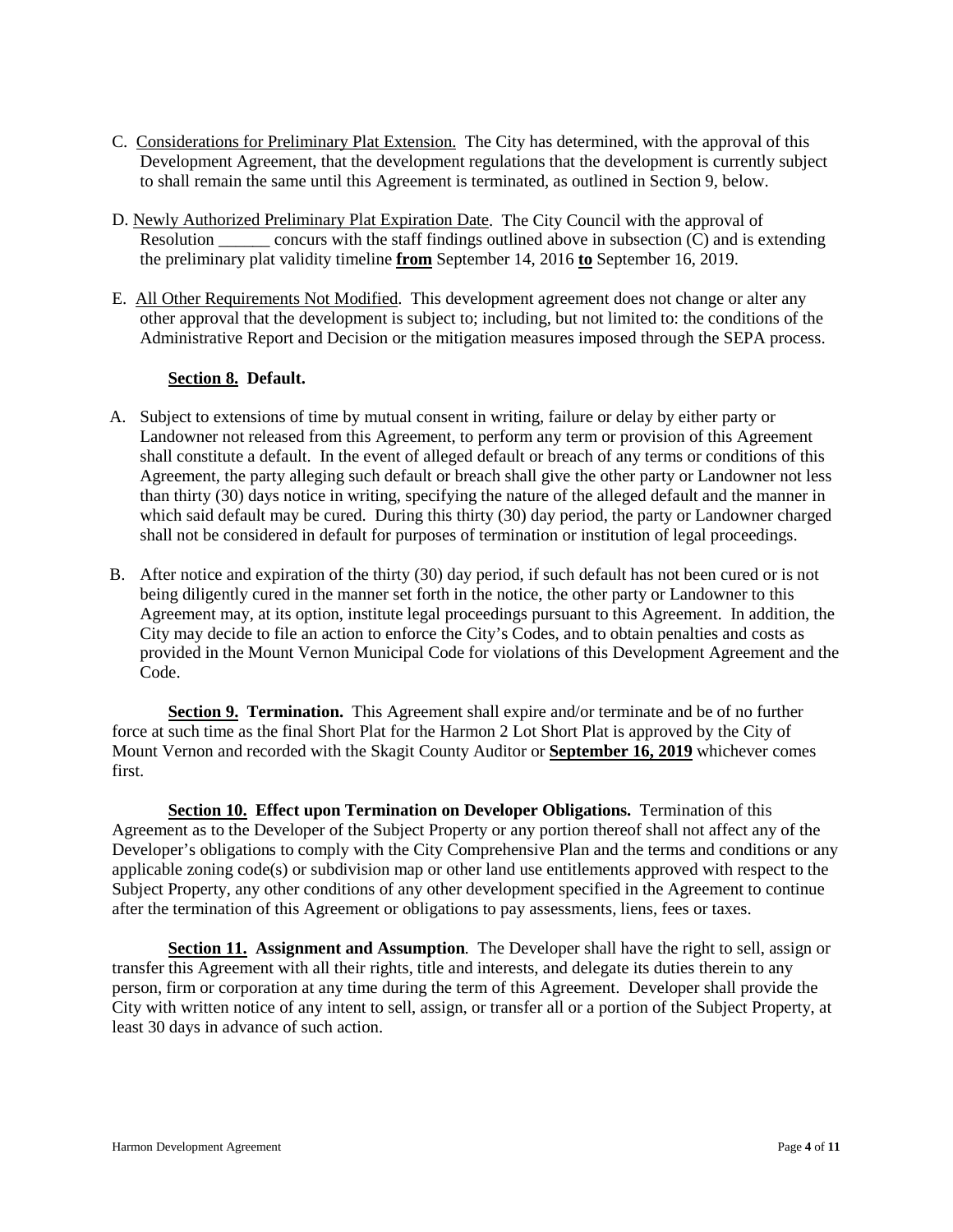C. Considerations for Preliminary Plat Extension. The City has determined, with the approval of this Development Agreement, that the development regulations that the development is currently subject to shall remain the same until this Agreement is terminated, as outlined in Section 9, below.

D. Newly Authorized Preliminary Plat Expiration Date. The City Council with the approval of Resolution ______ concurs with the staff findings outlined above in subsection (C) and is extending the preliminary plat validity timeline **from** September 14, 2016 **to** September 16, 2019.

E. All Other Requirements Not Modified. This development agreement does not change or alter any other approval that the development is subject to; including, but not limited to: the conditions of the Administrative Report and Decision or the mitigation measures imposed through the SEPA process.

**Section 8. Default.**

A. Subject to extensions of time by mutual consent in writing, failure or delay by either party or Landowner not released from this Agreement, to perform any term or provision of this Agreement shall constitute a default. In the event of alleged default or breach of any terms or conditions of this Agreement, the party alleging such default or breach shall give the other party or Landowner not less than thirty (30) days notice in writing, specifying the nature of the alleged default and the manner in which said default may be cured. During this thirty (30) day period, the party or Landowner charged shall not be considered in default for purposes of termination or institution of legal proceedings.

B. After notice and expiration of the thirty (30) day period, if such default has not been cured or is not being diligently cured in the manner set forth in the notice, the other party or Landowner to this Agreement may, at its option, institute legal proceedings pursuant to this Agreement. In addition, the City may decide to file an action to enforce the City's Codes, and to obtain penalties and costs as provided in the Mount Vernon Municipal Code for violations of this Development Agreement and the Code.

**Section 9. Termination.** This Agreement shall expire and/or terminate and be of no further force at such time as the final Short Plat for the Harmon 2 Lot Short Plat is approved by the City of Mount Vernon and recorded with the Skagit County Auditor or **September 16, 2019** whichever comes first.

**Section 10. Effect upon Termination on Developer Obligations.** Termination of this Agreement as to the Developer of the Subject Property or any portion thereof shall not affect any of the Developer's obligations to comply with the City Comprehensive Plan and the terms and conditions or any applicable zoning code(s) or subdivision map or other land use entitlements approved with respect to the Subject Property, any other conditions of any other development specified in the Agreement to continue after the termination of this Agreement or obligations to pay assessments, liens, fees or taxes.

**Section 11. Assignment and Assumption**. The Developer shall have the right to sell, assign or transfer this Agreement with all their rights, title and interests, and delegate its duties therein to any person, firm or corporation at any time during the term of this Agreement. Developer shall provide the City with written notice of any intent to sell, assign, or transfer all or a portion of the Subject Property, at least 30 days in advance of such action.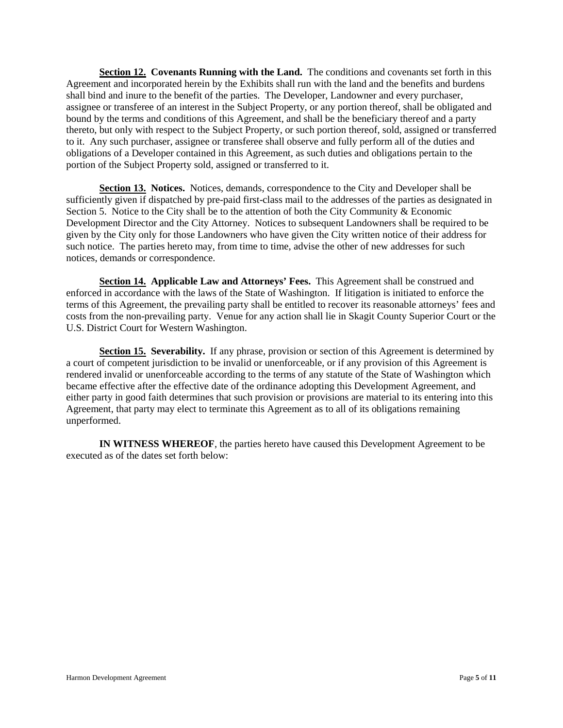**<u>Section 12.</u> Covenants Running with the Land.** The conditions and covenants set forth in this Agreement and incorporated herein by the Exhibits shall run with the land and the benefits and burdens shall bind and inure to the benefit of the parties. The Developer, Landowner and every purchaser, assignee or transferee of an interest in the Subject Property, or any portion thereof, shall be obligated and bound by the terms and conditions of this Agreement, and shall be the beneficiary thereof and a party thereto, but only with respect to the Subject Property, or such portion thereof, sold, assigned or transferred to it. Any such purchaser, assignee or transferee shall observe and fully perform all of the duties and obligations of a Developer contained in this Agreement, as such duties and obligations pertain to the portion of the Subject Property sold, assigned or transferred to it.

**<u>Section 13.</u> Notices.** Notices, demands, correspondence to the City and Developer shall be sufficiently given if dispatched by pre-paid first-class mail to the addresses of the parties as designated in Section 5. Notice to the City shall be to the attention of both the City Community & Economic Development Director and the City Attorney. Notices to subsequent Landowners shall be required to be given by the City only for those Landowners who have given the City written notice of their address for such notice. The parties hereto may, from time to time, advise the other of new addresses for such notices, demands or correspondence.

**<u>Section 14.</u> Applicable Law and Attorneys' Fees.** This Agreement shall be construed and enforced in accordance with the laws of the State of Washington. If litigation is initiated to enforce the terms of this Agreement, the prevailing party shall be entitled to recover its reasonable attorneys' fees and costs from the non-prevailing party. Venue for any action shall lie in Skagit County Superior Court or the U.S. District Court for Western Washington.

**<u>Section 15.</u> Severability.** If any phrase, provision or section of this Agreement is determined by a court of competent jurisdiction to be invalid or unenforceable, or if any provision of this Agreement is rendered invalid or unenforceable according to the terms of any statute of the State of Washington which became effective after the effective date of the ordinance adopting this Development Agreement, and either party in good faith determines that such provision or provisions are material to its entering into this Agreement, that party may elect to terminate this Agreement as to all of its obligations remaining unperformed.

**IN WITNESS WHEREOF**, the parties hereto have caused this Development Agreement to be executed as of the dates set forth below: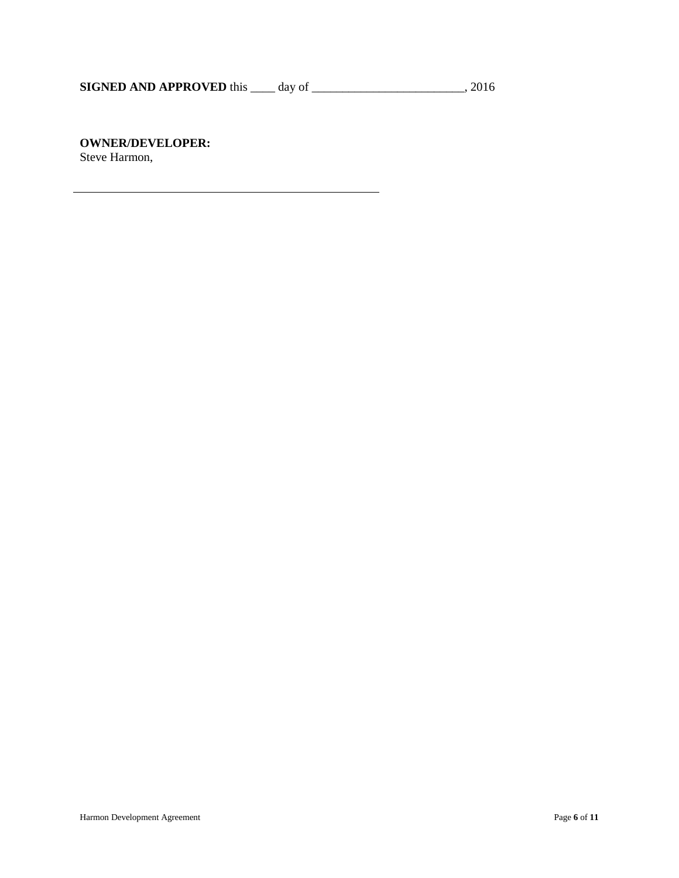**SIGNED AND APPROVED** this ____ day of _________________________, 2016

**OWNER/DEVELOPER:**
Steve Harmon,

_____________________________________________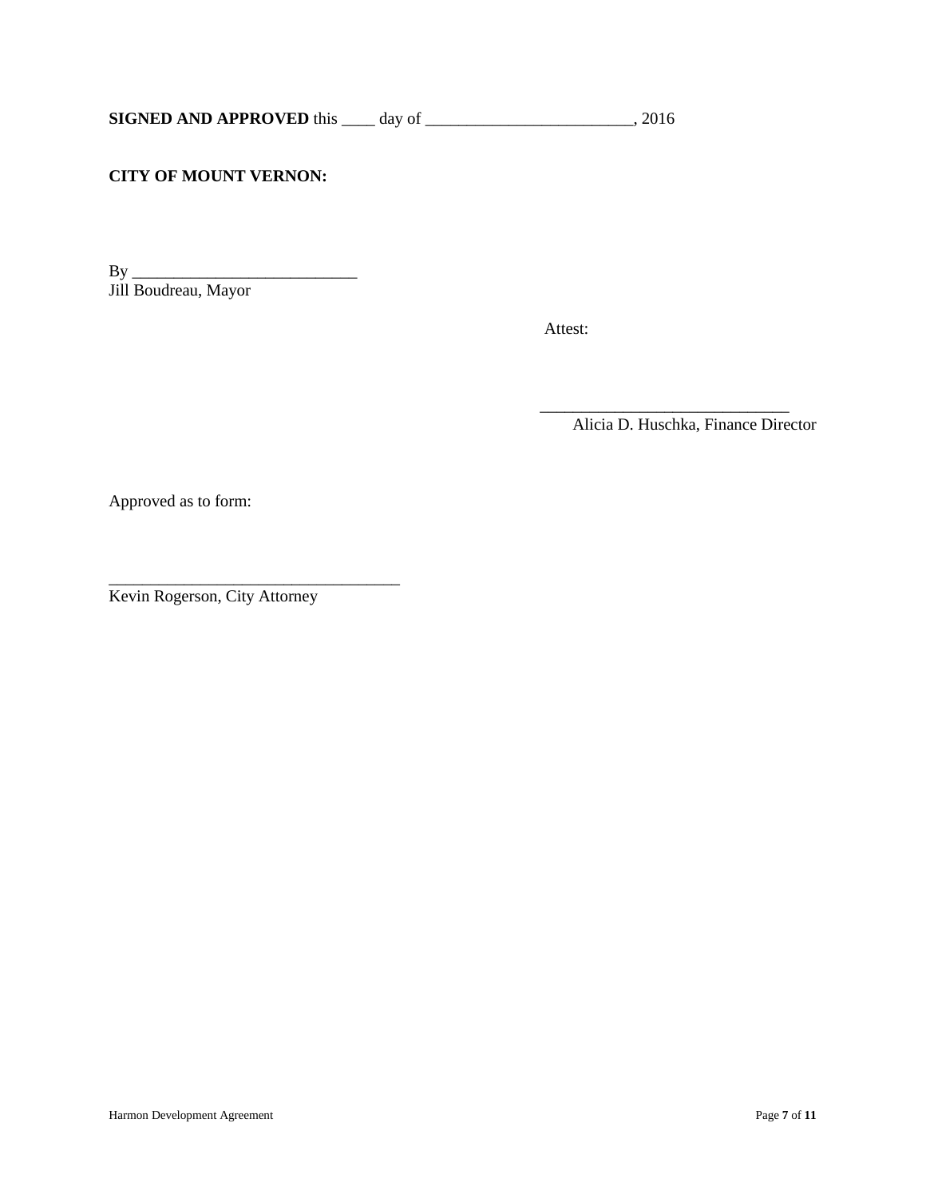**SIGNED AND APPROVED** this ____ day of _________________________, 2016

**CITY OF MOUNT VERNON:**

By ___________________________
Jill Boudreau, Mayor

Attest:

______________________________
Alicia D. Huschka, Finance Director

Approved as to form:

___________________________________
Kevin Rogerson, City Attorney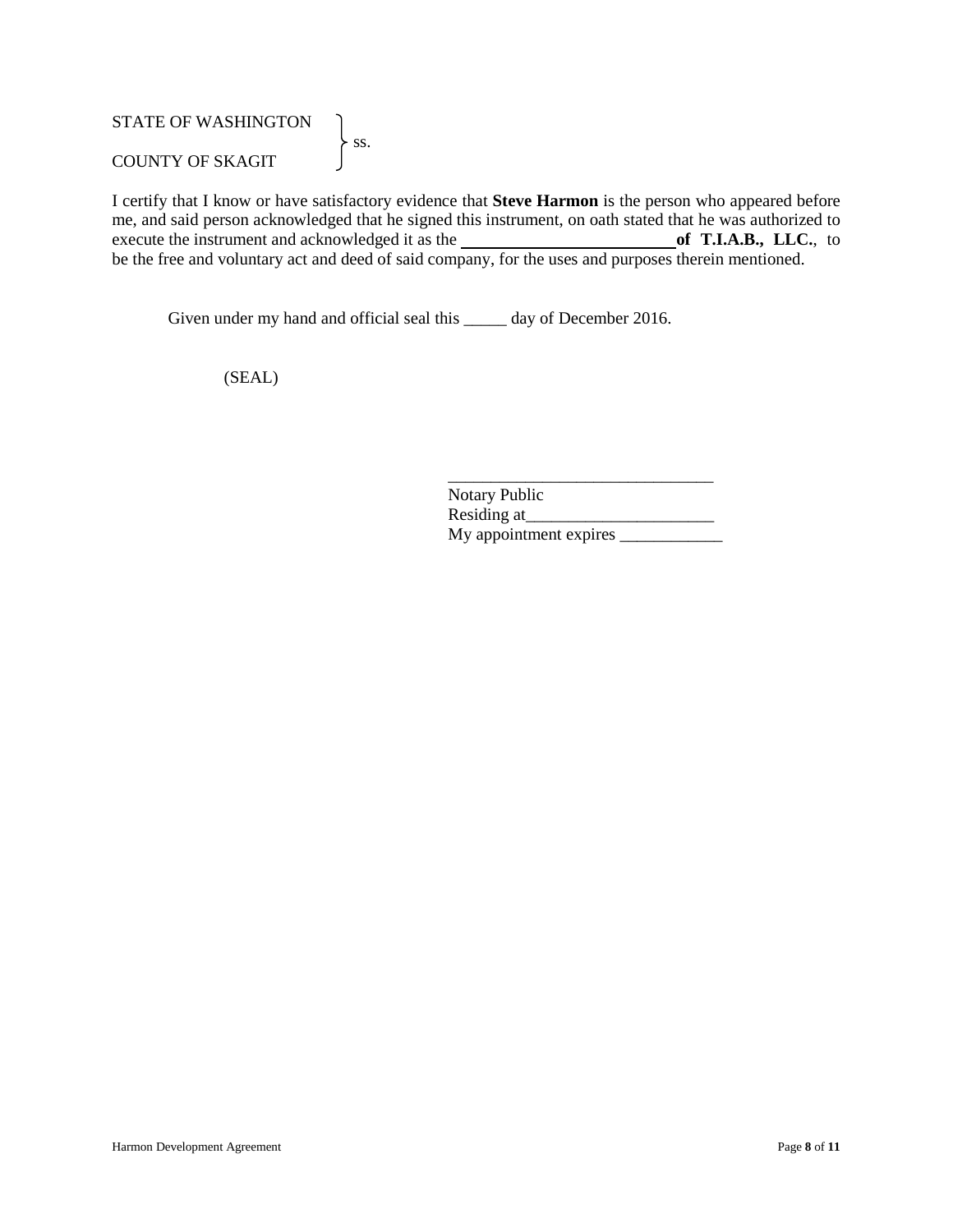STATE OF WASHINGTON
} ss.
COUNTY OF SKAGIT

I certify that I know or have satisfactory evidence that **Steve Harmon** is the person who appeared before me, and said person acknowledged that he signed this instrument, on oath stated that he was authorized to execute the instrument and acknowledged it as the \_\_\_\_\_\_\_\_\_\_\_\_\_\_\_\_\_\_\_\_\_\_\_\_ **of T.I.A.B., LLC.**, to be the free and voluntary act and deed of said company, for the uses and purposes therein mentioned.

Given under my hand and official seal this \_\_\_\_\_ day of December 2016.

(SEAL)

\_\_\_\_\_\_\_\_\_\_\_\_\_\_\_\_\_\_\_\_\_\_\_\_\_\_\_\_\_\_\_
Notary Public
Residing at\_\_\_\_\_\_\_\_\_\_\_\_\_\_\_\_\_\_\_\_\_\_
My appointment expires \_\_\_\_\_\_\_\_\_\_\_\_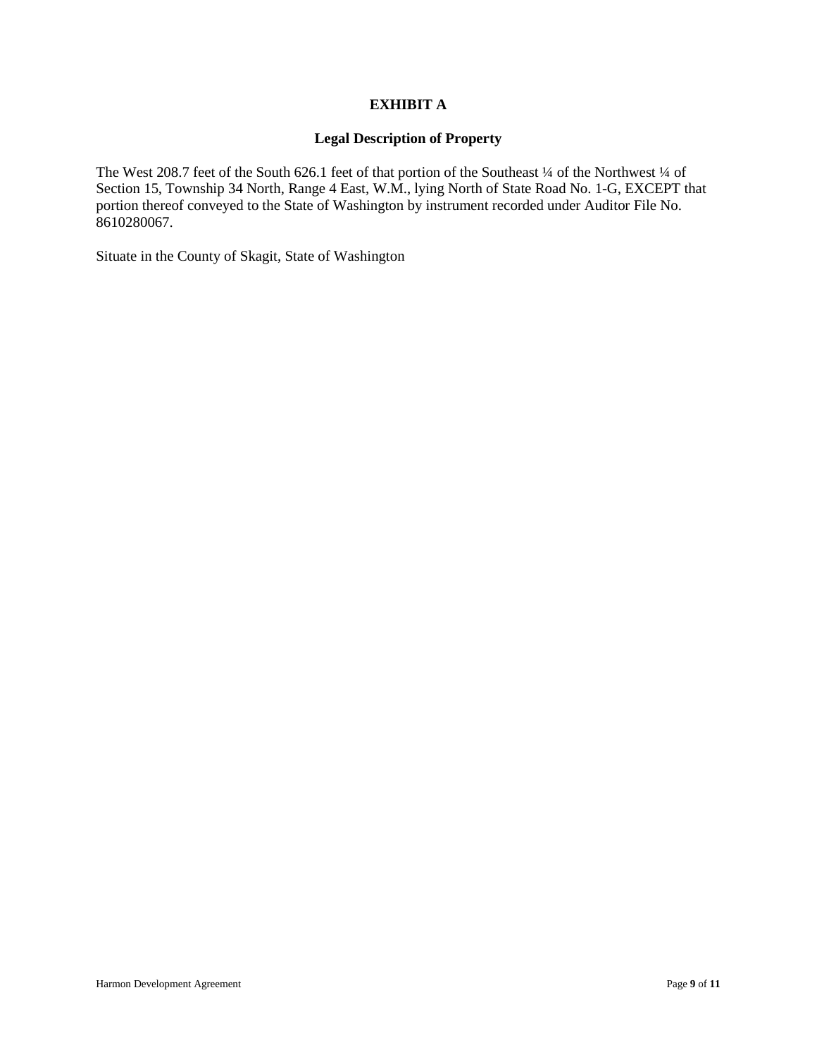# EXHIBIT A

## Legal Description of Property

The West 208.7 feet of the South 626.1 feet of that portion of the Southeast ¼ of the Northwest ¼ of Section 15, Township 34 North, Range 4 East, W.M., lying North of State Road No. 1-G, EXCEPT that portion thereof conveyed to the State of Washington by instrument recorded under Auditor File No. 8610280067.

Situate in the County of Skagit, State of Washington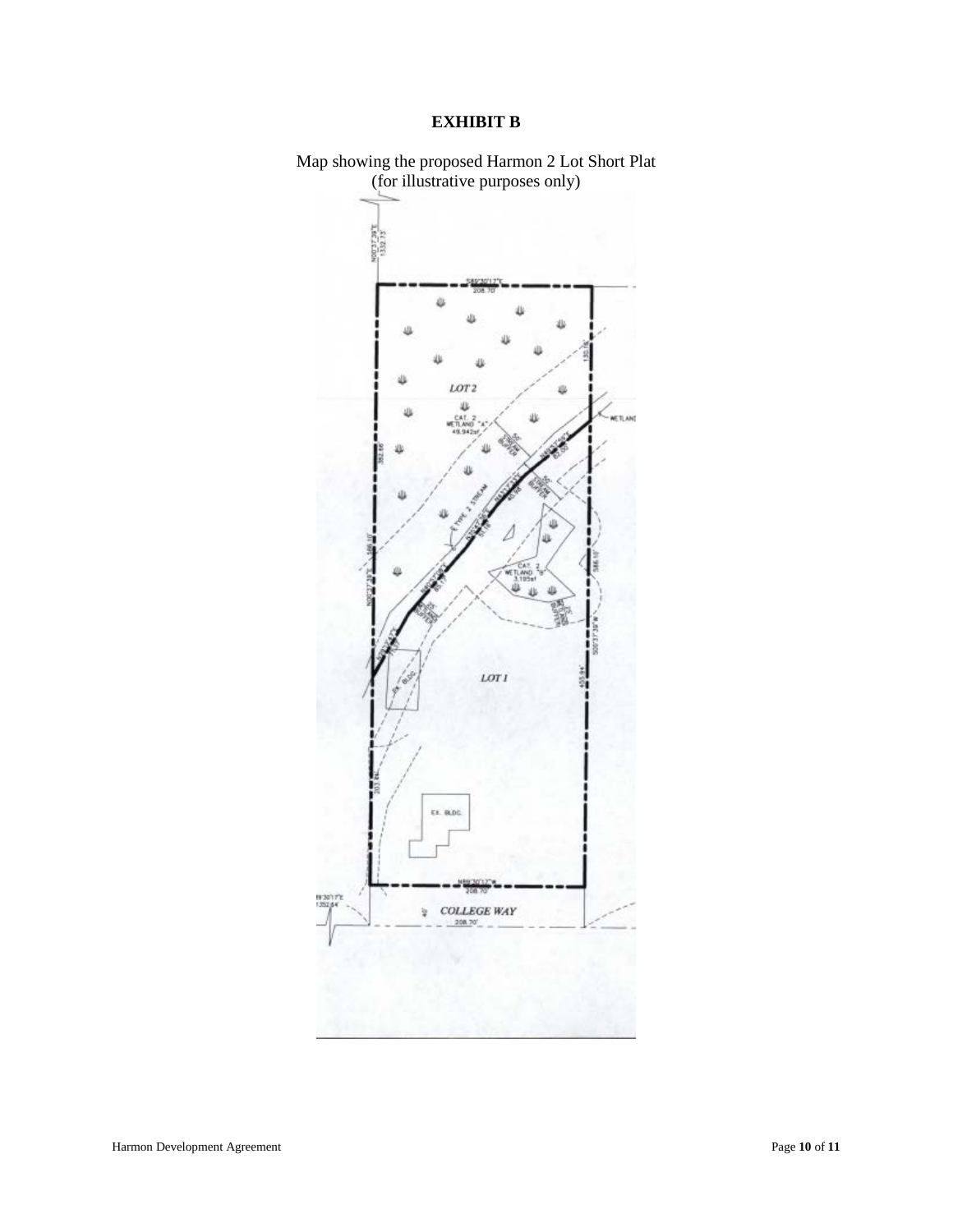# EXHIBIT B

Map showing the proposed Harmon 2 Lot Short Plat
(for illustrative purposes only)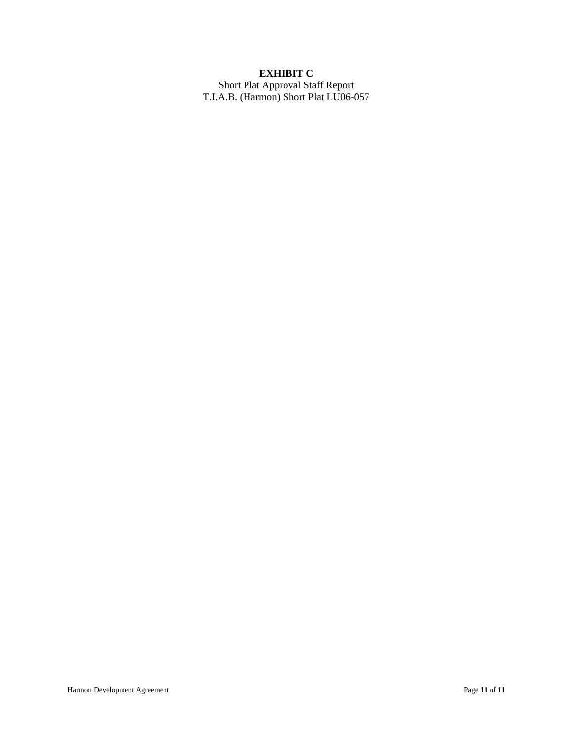**EXHIBIT C**

Short Plat Approval Staff Report

T.I.A.B. (Harmon) Short Plat LU06-057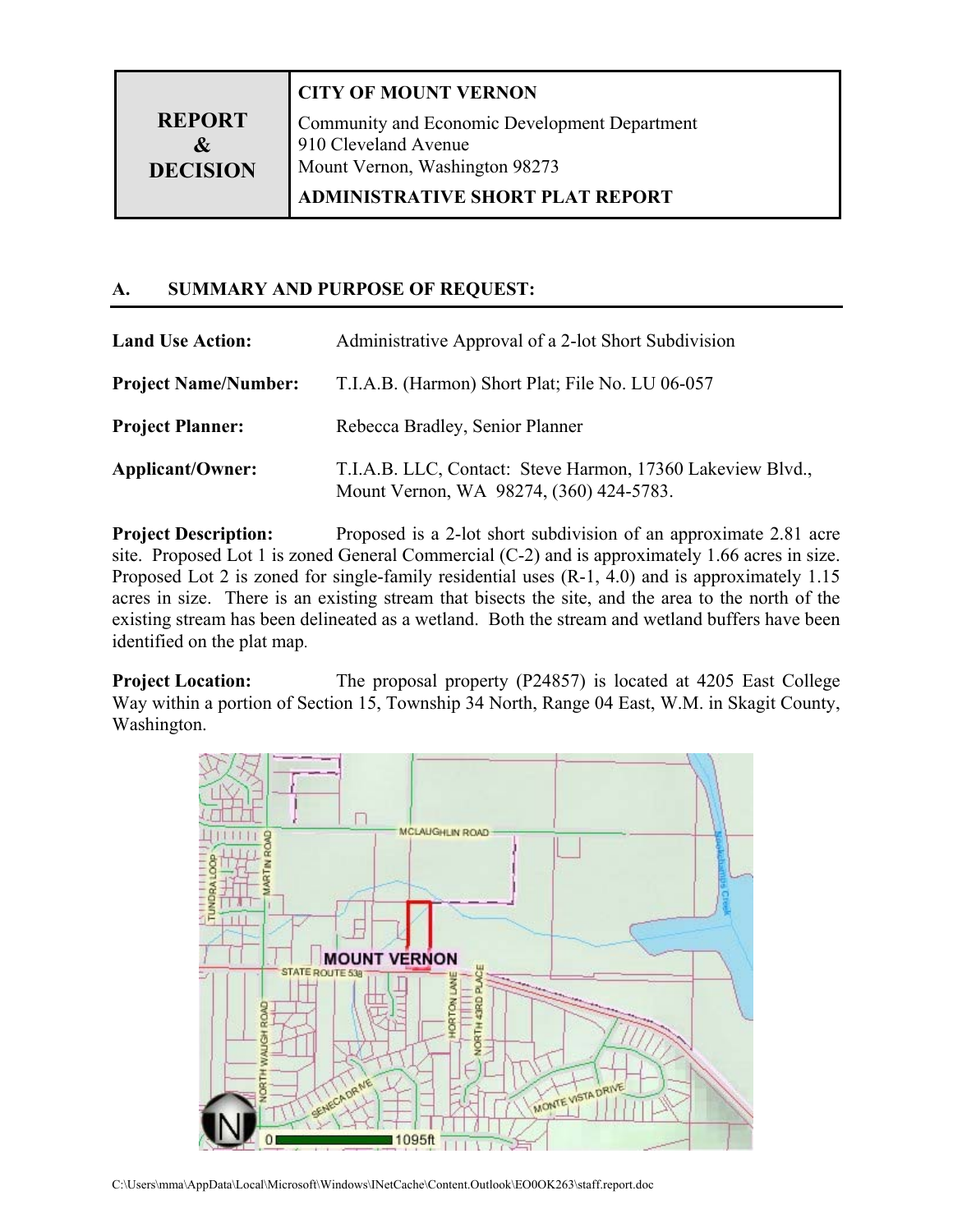| REPORT & DECISION | **CITY OF MOUNT VERNON**<br>Community and Economic Development Department<br>910 Cleveland Avenue<br>Mount Vernon, Washington 98273<br>**ADMINISTRATIVE SHORT PLAT REPORT** |
|---|---|

## A. SUMMARY AND PURPOSE OF REQUEST:

**Land Use Action:** Administrative Approval of a 2-lot Short Subdivision

**Project Name/Number:** T.I.A.B. (Harmon) Short Plat; File No. LU 06-057

**Project Planner:** Rebecca Bradley, Senior Planner

**Applicant/Owner:** T.I.A.B. LLC, Contact: Steve Harmon, 17360 Lakeview Blvd., Mount Vernon, WA 98274, (360) 424-5783.

**Project Description:** Proposed is a 2-lot short subdivision of an approximate 2.81 acre site. Proposed Lot 1 is zoned General Commercial (C-2) and is approximately 1.66 acres in size. Proposed Lot 2 is zoned for single-family residential uses (R-1, 4.0) and is approximately 1.15 acres in size. There is an existing stream that bisects the site, and the area to the north of the existing stream has been delineated as a wetland. Both the stream and wetland buffers have been identified on the plat map.

**Project Location:** The proposal property (P24857) is located at 4205 East College Way within a portion of Section 15, Township 34 North, Range 04 East, W.M. in Skagit County, Washington.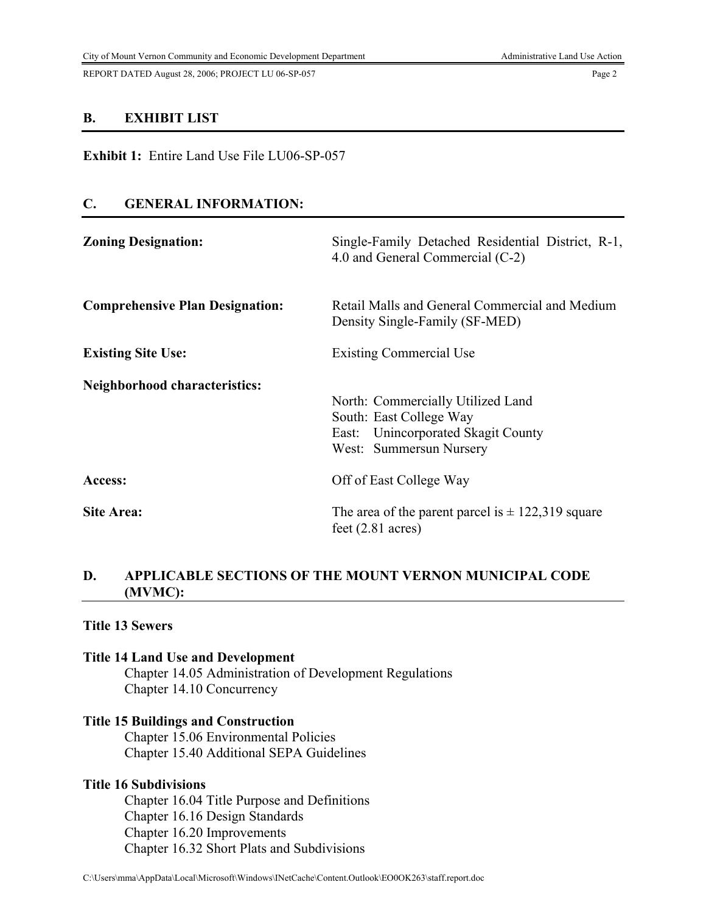## B. EXHIBIT LIST

**Exhibit 1:** Entire Land Use File LU06-SP-057

## C. GENERAL INFORMATION:

| | |
|---|---|
| **Zoning Designation:** | Single-Family Detached Residential District, R-1, 4.0 and General Commercial (C-2) |
| **Comprehensive Plan Designation:** | Retail Malls and General Commercial and Medium Density Single-Family (SF-MED) |
| **Existing Site Use:** | Existing Commercial Use |
| **Neighborhood characteristics:** | North: Commercially Utilized Land<br>South: East College Way<br>East: Unincorporated Skagit County<br>West: Summersun Nursery |
| **Access:** | Off of East College Way |
| **Site Area:** | The area of the parent parcel is ± 122,319 square feet (2.81 acres) |

## D. APPLICABLE SECTIONS OF THE MOUNT VERNON MUNICIPAL CODE (MVMC):

**Title 13 Sewers**

**Title 14 Land Use and Development**
- Chapter 14.05 Administration of Development Regulations
- Chapter 14.10 Concurrency

**Title 15 Buildings and Construction**
- Chapter 15.06 Environmental Policies
- Chapter 15.40 Additional SEPA Guidelines

**Title 16 Subdivisions**
- Chapter 16.04 Title Purpose and Definitions
- Chapter 16.16 Design Standards
- Chapter 16.20 Improvements
- Chapter 16.32 Short Plats and Subdivisions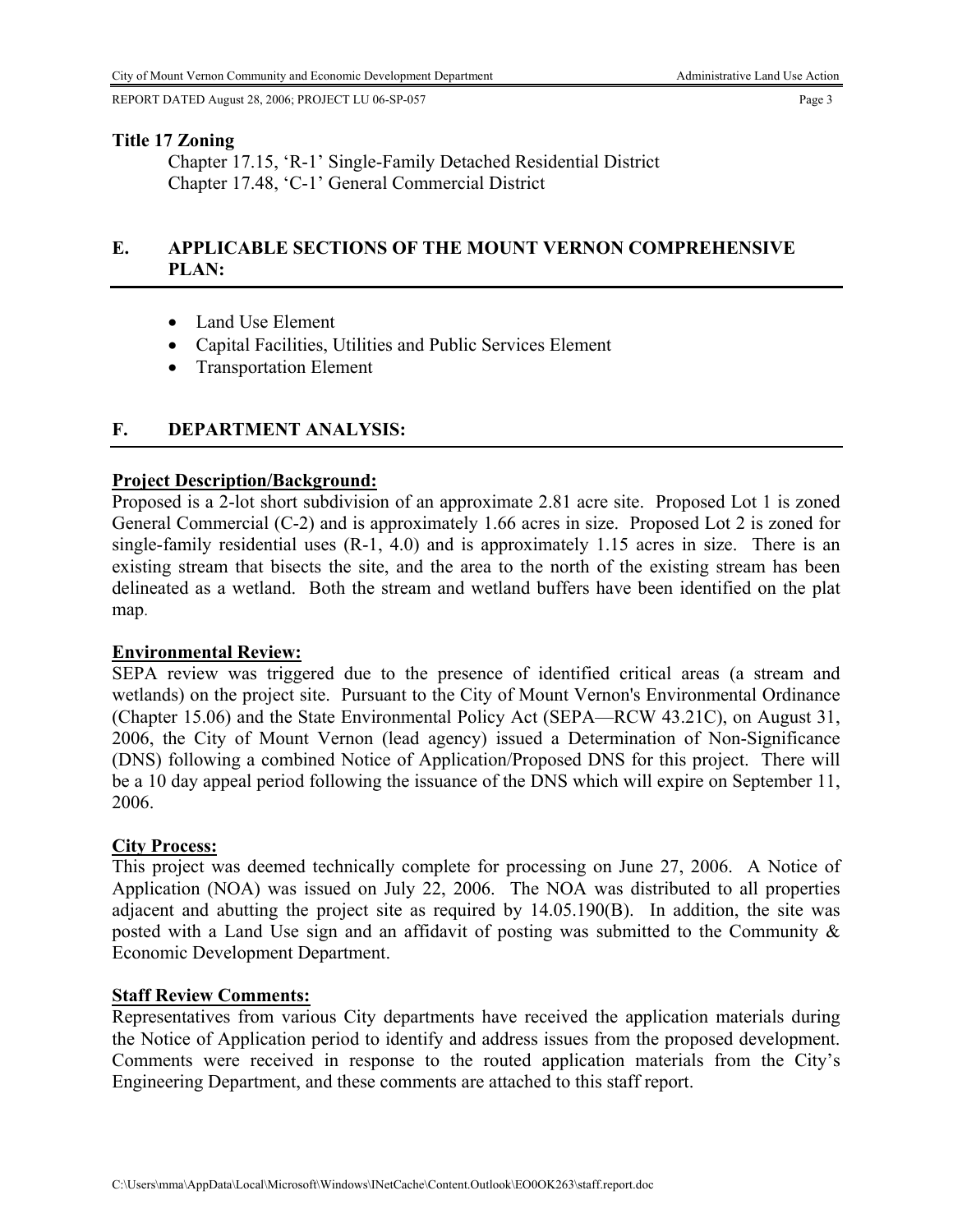**Title 17 Zoning**

Chapter 17.15, 'R-1' Single-Family Detached Residential District
Chapter 17.48, 'C-1' General Commercial District

## E. APPLICABLE SECTIONS OF THE MOUNT VERNON COMPREHENSIVE PLAN:

- Land Use Element
- Capital Facilities, Utilities and Public Services Element
- Transportation Element

## F. DEPARTMENT ANALYSIS:

**Project Description/Background:**

Proposed is a 2-lot short subdivision of an approximate 2.81 acre site. Proposed Lot 1 is zoned General Commercial (C-2) and is approximately 1.66 acres in size. Proposed Lot 2 is zoned for single-family residential uses (R-1, 4.0) and is approximately 1.15 acres in size. There is an existing stream that bisects the site, and the area to the north of the existing stream has been delineated as a wetland. Both the stream and wetland buffers have been identified on the plat map.

**Environmental Review:**

SEPA review was triggered due to the presence of identified critical areas (a stream and wetlands) on the project site. Pursuant to the City of Mount Vernon's Environmental Ordinance (Chapter 15.06) and the State Environmental Policy Act (SEPA—RCW 43.21C), on August 31, 2006, the City of Mount Vernon (lead agency) issued a Determination of Non-Significance (DNS) following a combined Notice of Application/Proposed DNS for this project. There will be a 10 day appeal period following the issuance of the DNS which will expire on September 11, 2006.

**City Process:**

This project was deemed technically complete for processing on June 27, 2006. A Notice of Application (NOA) was issued on July 22, 2006. The NOA was distributed to all properties adjacent and abutting the project site as required by 14.05.190(B). In addition, the site was posted with a Land Use sign and an affidavit of posting was submitted to the Community & Economic Development Department.

**Staff Review Comments:**

Representatives from various City departments have received the application materials during the Notice of Application period to identify and address issues from the proposed development. Comments were received in response to the routed application materials from the City's Engineering Department, and these comments are attached to this staff report.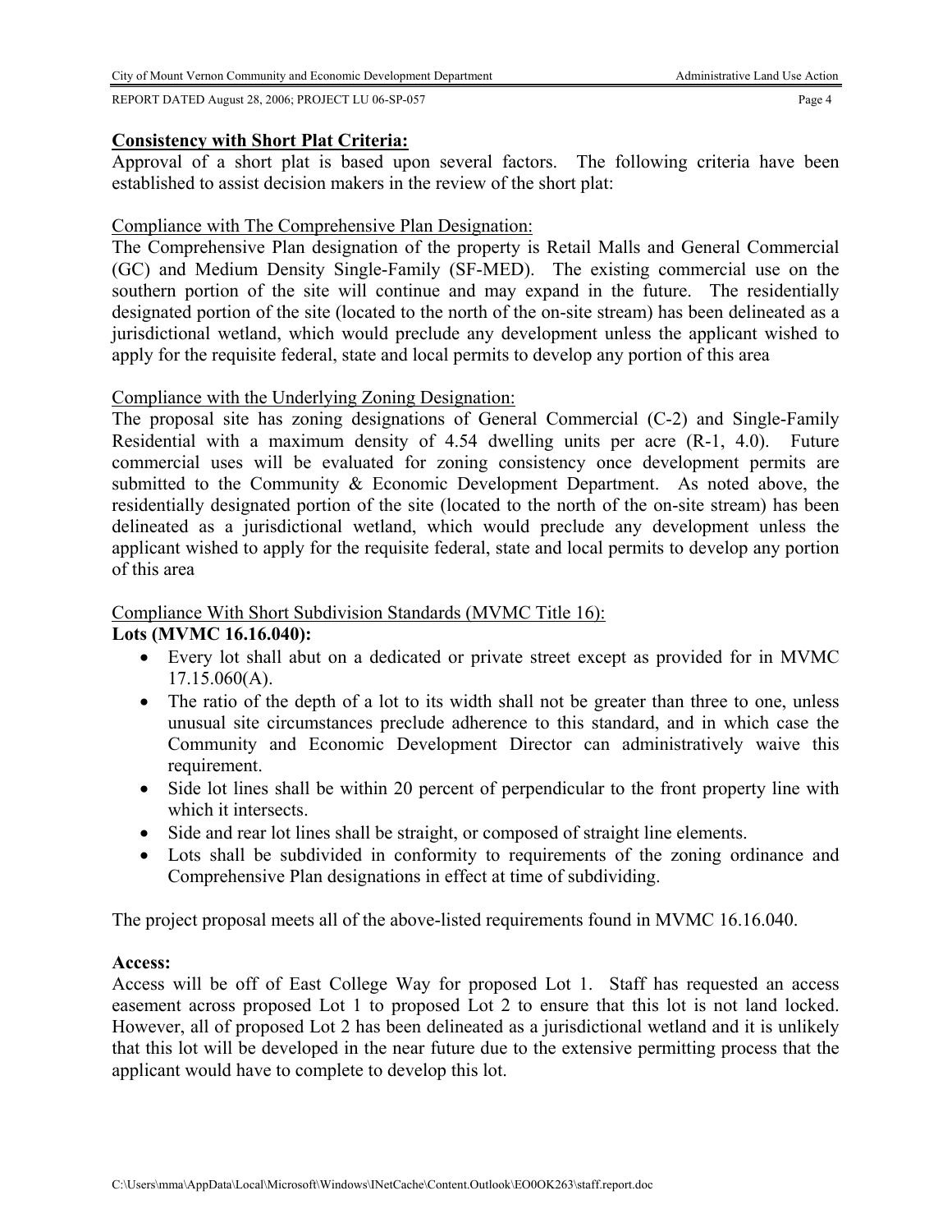**Consistency with Short Plat Criteria:**

Approval of a short plat is based upon several factors. The following criteria have been established to assist decision makers in the review of the short plat:

Compliance with The Comprehensive Plan Designation:

The Comprehensive Plan designation of the property is Retail Malls and General Commercial (GC) and Medium Density Single-Family (SF-MED). The existing commercial use on the southern portion of the site will continue and may expand in the future. The residentially designated portion of the site (located to the north of the on-site stream) has been delineated as a jurisdictional wetland, which would preclude any development unless the applicant wished to apply for the requisite federal, state and local permits to develop any portion of this area

Compliance with the Underlying Zoning Designation:

The proposal site has zoning designations of General Commercial (C-2) and Single-Family Residential with a maximum density of 4.54 dwelling units per acre (R-1, 4.0). Future commercial uses will be evaluated for zoning consistency once development permits are submitted to the Community & Economic Development Department. As noted above, the residentially designated portion of the site (located to the north of the on-site stream) has been delineated as a jurisdictional wetland, which would preclude any development unless the applicant wished to apply for the requisite federal, state and local permits to develop any portion of this area

Compliance With Short Subdivision Standards (MVMC Title 16):

**Lots (MVMC 16.16.040):**

- Every lot shall abut on a dedicated or private street except as provided for in MVMC 17.15.060(A).
- The ratio of the depth of a lot to its width shall not be greater than three to one, unless unusual site circumstances preclude adherence to this standard, and in which case the Community and Economic Development Director can administratively waive this requirement.
- Side lot lines shall be within 20 percent of perpendicular to the front property line with which it intersects.
- Side and rear lot lines shall be straight, or composed of straight line elements.
- Lots shall be subdivided in conformity to requirements of the zoning ordinance and Comprehensive Plan designations in effect at time of subdividing.

The project proposal meets all of the above-listed requirements found in MVMC 16.16.040.

**Access:**

Access will be off of East College Way for proposed Lot 1. Staff has requested an access easement across proposed Lot 1 to proposed Lot 2 to ensure that this lot is not land locked. However, all of proposed Lot 2 has been delineated as a jurisdictional wetland and it is unlikely that this lot will be developed in the near future due to the extensive permitting process that the applicant would have to complete to develop this lot.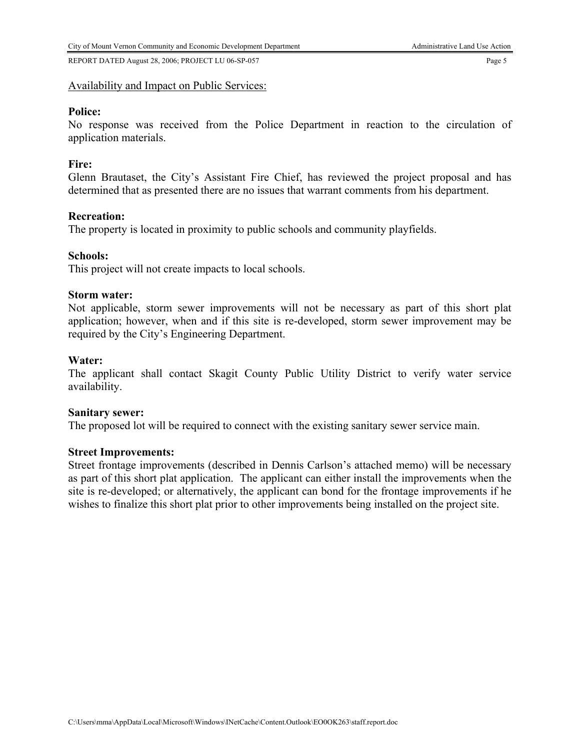Availability and Impact on Public Services:

**Police:**
No response was received from the Police Department in reaction to the circulation of application materials.

**Fire:**
Glenn Brautaset, the City's Assistant Fire Chief, has reviewed the project proposal and has determined that as presented there are no issues that warrant comments from his department.

**Recreation:**
The property is located in proximity to public schools and community playfields.

**Schools:**
This project will not create impacts to local schools.

**Storm water:**
Not applicable, storm sewer improvements will not be necessary as part of this short plat application; however, when and if this site is re-developed, storm sewer improvement may be required by the City's Engineering Department.

**Water:**
The applicant shall contact Skagit County Public Utility District to verify water service availability.

**Sanitary sewer:**
The proposed lot will be required to connect with the existing sanitary sewer service main.

**Street Improvements:**
Street frontage improvements (described in Dennis Carlson's attached memo) will be necessary as part of this short plat application. The applicant can either install the improvements when the site is re-developed; or alternatively, the applicant can bond for the frontage improvements if he wishes to finalize this short plat prior to other improvements being installed on the project site.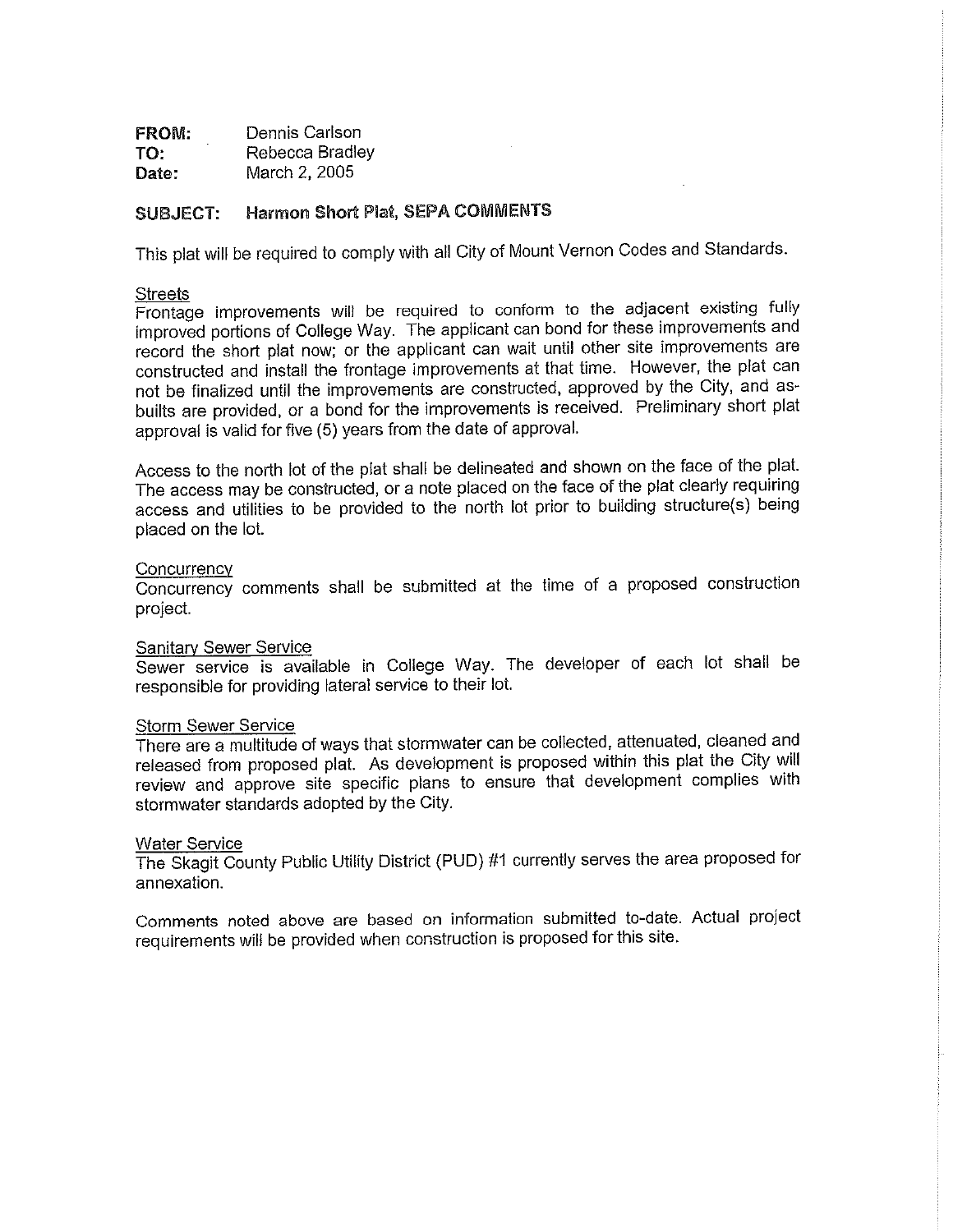**FROM:** Dennis Carlson
**TO:** Rebecca Bradley
**Date:** March 2, 2005

**SUBJECT: Harmon Short Plat, SEPA COMMENTS**

This plat will be required to comply with all City of Mount Vernon Codes and Standards.

Streets
Frontage improvements will be required to conform to the adjacent existing fully improved portions of College Way. The applicant can bond for these improvements and record the short plat now; or the applicant can wait until other site improvements are constructed and install the frontage improvements at that time. However, the plat can not be finalized until the improvements are constructed, approved by the City, and as-builts are provided, or a bond for the improvements is received. Preliminary short plat approval is valid for five (5) years from the date of approval.

Access to the north lot of the plat shall be delineated and shown on the face of the plat. The access may be constructed, or a note placed on the face of the plat clearly requiring access and utilities to be provided to the north lot prior to building structure(s) being placed on the lot.

Concurrency
Concurrency comments shall be submitted at the time of a proposed construction project.

Sanitary Sewer Service
Sewer service is available in College Way. The developer of each lot shall be responsible for providing lateral service to their lot.

Storm Sewer Service
There are a multitude of ways that stormwater can be collected, attenuated, cleaned and released from proposed plat. As development is proposed within this plat the City will review and approve site specific plans to ensure that development complies with stormwater standards adopted by the City.

Water Service
The Skagit County Public Utility District (PUD) #1 currently serves the area proposed for annexation.

Comments noted above are based on information submitted to-date. Actual project requirements will be provided when construction is proposed for this site.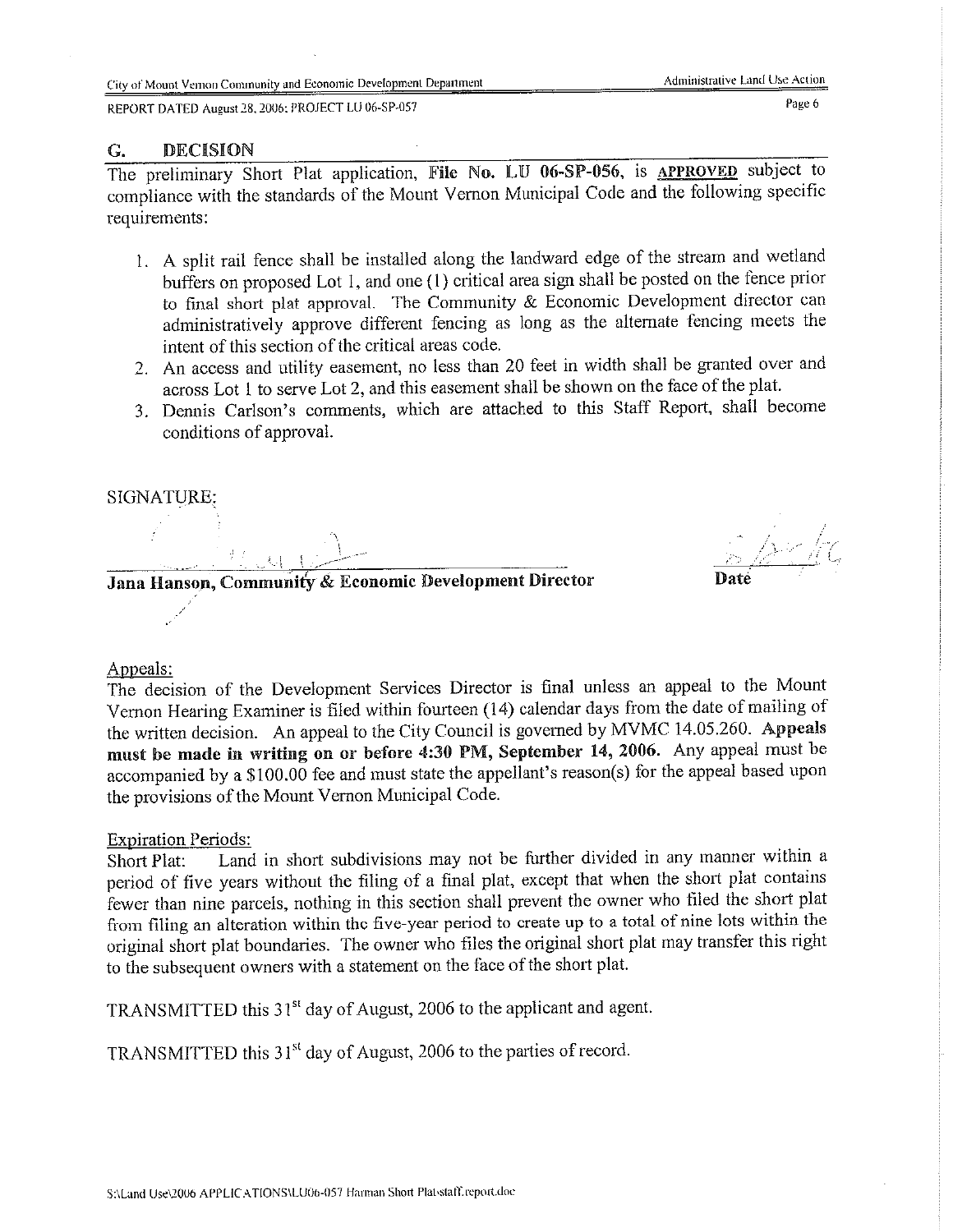## G. DECISION

The preliminary Short Plat application, **File No. LU 06-SP-056**, is **APPROVED** subject to compliance with the standards of the Mount Vernon Municipal Code and the following specific requirements:

1. A split rail fence shall be installed along the landward edge of the stream and wetland buffers on proposed Lot 1, and one (1) critical area sign shall be posted on the fence prior to final short plat approval. The Community & Economic Development director can administratively approve different fencing as long as the alternate fencing meets the intent of this section of the critical areas code.
2. An access and utility easement, no less than 20 feet in width shall be granted over and across Lot 1 to serve Lot 2, and this easement shall be shown on the face of the plat.
3. Dennis Carlson's comments, which are attached to this Staff Report, shall become conditions of approval.

SIGNATURE:

**Jana Hanson, Community & Economic Development Director** **Date**

Appeals:

The decision of the Development Services Director is final unless an appeal to the Mount Vernon Hearing Examiner is filed within fourteen (14) calendar days from the date of mailing of the written decision. An appeal to the City Council is governed by MVMC 14.05.260. **Appeals must be made in writing on or before 4:30 PM, September 14, 2006.** Any appeal must be accompanied by a $100.00 fee and must state the appellant's reason(s) for the appeal based upon the provisions of the Mount Vernon Municipal Code.

Expiration Periods:

Short Plat: Land in short subdivisions may not be further divided in any manner within a period of five years without the filing of a final plat, except that when the short plat contains fewer than nine parcels, nothing in this section shall prevent the owner who filed the short plat from filing an alteration within the five-year period to create up to a total of nine lots within the original short plat boundaries. The owner who files the original short plat may transfer this right to the subsequent owners with a statement on the face of the short plat.

TRANSMITTED this 31st day of August, 2006 to the applicant and agent.

TRANSMITTED this 31st day of August, 2006 to the parties of record.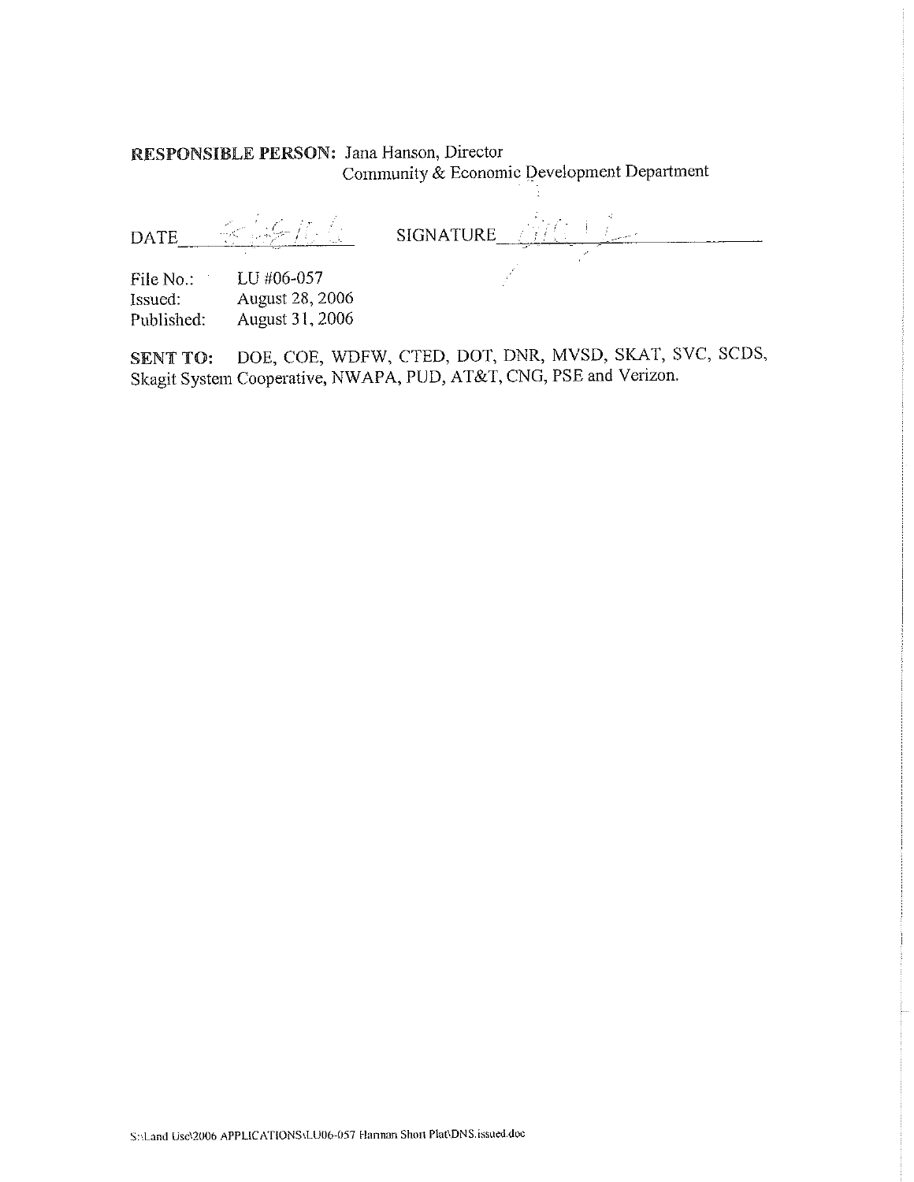**RESPONSIBLE PERSON:** Jana Hanson, Director
Community & Economic Development Department

DATE 8-28-06 SIGNATURE ____________

File No.: LU #06-057
Issued: August 28, 2006
Published: August 31, 2006

**SENT TO:** DOE, COE, WDFW, CTED, DOT, DNR, MVSD, SKAT, SVC, SCDS, Skagit System Cooperative, NWAPA, PUD, AT&T, CNG, PSE and Verizon.

S:\Land Use\2006 APPLICATIONS\LU06-057 Hannan Short Plat\DNS.issued.doc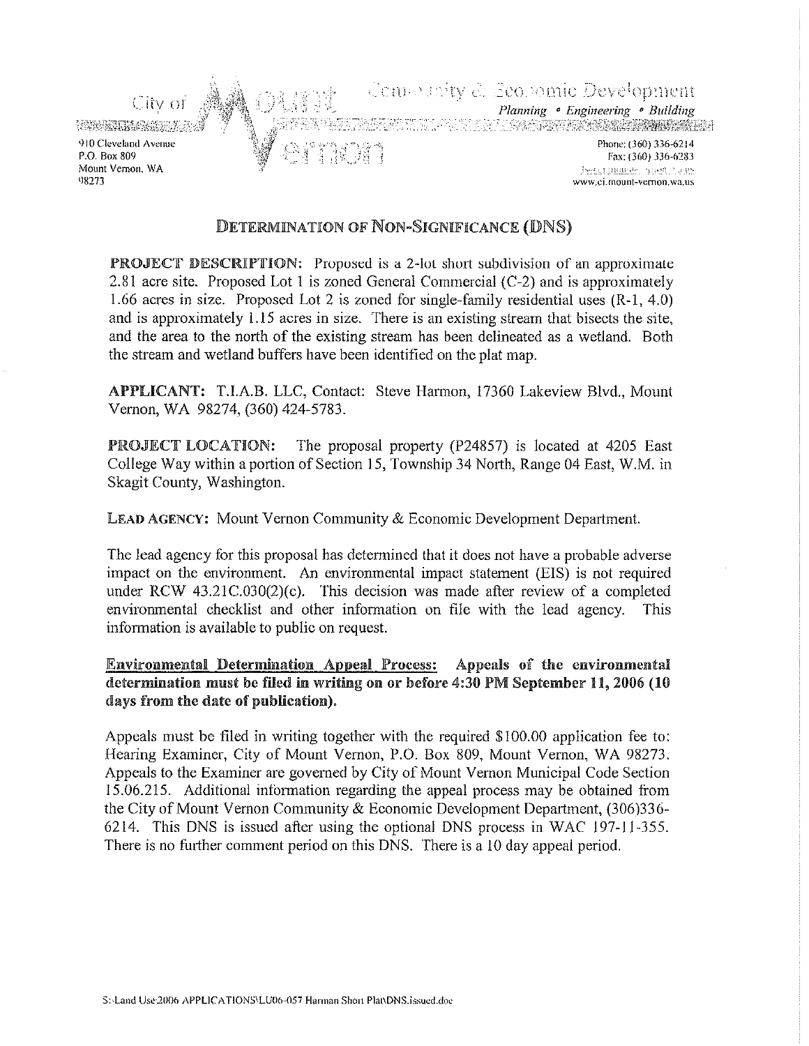City of Mount Vernon

Community & Economic Development
*Planning • Engineering • Building*

910 Cleveland Avenue
P.O. Box 809
Mount Vernon, WA
98273

Phone: (360) 336-6214
Fax: (360) 336-6283
www.ci.mount-vernon.wa.us

## DETERMINATION OF NON-SIGNIFICANCE (DNS)

**PROJECT DESCRIPTION:** Proposed is a 2-lot short subdivision of an approximate 2.81 acre site. Proposed Lot 1 is zoned General Commercial (C-2) and is approximately 1.66 acres in size. Proposed Lot 2 is zoned for single-family residential uses (R-1, 4.0) and is approximately 1.15 acres in size. There is an existing stream that bisects the site, and the area to the north of the existing stream has been delineated as a wetland. Both the stream and wetland buffers have been identified on the plat map.

**APPLICANT:** T.I.A.B. LLC, Contact: Steve Harmon, 17360 Lakeview Blvd., Mount Vernon, WA 98274, (360) 424-5783.

**PROJECT LOCATION:** The proposal property (P24857) is located at 4205 East College Way within a portion of Section 15, Township 34 North, Range 04 East, W.M. in Skagit County, Washington.

**LEAD AGENCY:** Mount Vernon Community & Economic Development Department.

The lead agency for this proposal has determined that it does not have a probable adverse impact on the environment. An environmental impact statement (EIS) is not required under RCW 43.21C.030(2)(c). This decision was made after review of a completed environmental checklist and other information on file with the lead agency. This information is available to public on request.

**Environmental Determination Appeal Process: Appeals of the environmental determination must be filed in writing on or before 4:30 PM September 11, 2006 (10 days from the date of publication).**

Appeals must be filed in writing together with the required $100.00 application fee to: Hearing Examiner, City of Mount Vernon, P.O. Box 809, Mount Vernon, WA 98273. Appeals to the Examiner are governed by City of Mount Vernon Municipal Code Section 15.06.215. Additional information regarding the appeal process may be obtained from the City of Mount Vernon Community & Economic Development Department, (306)336-6214. This DNS is issued after using the optional DNS process in WAC 197-11-355. There is no further comment period on this DNS. There is a 10 day appeal period.

S:\Land Use\2006 APPLICATIONS\LU06-057 Harman Short Plat\DNS.issued.doc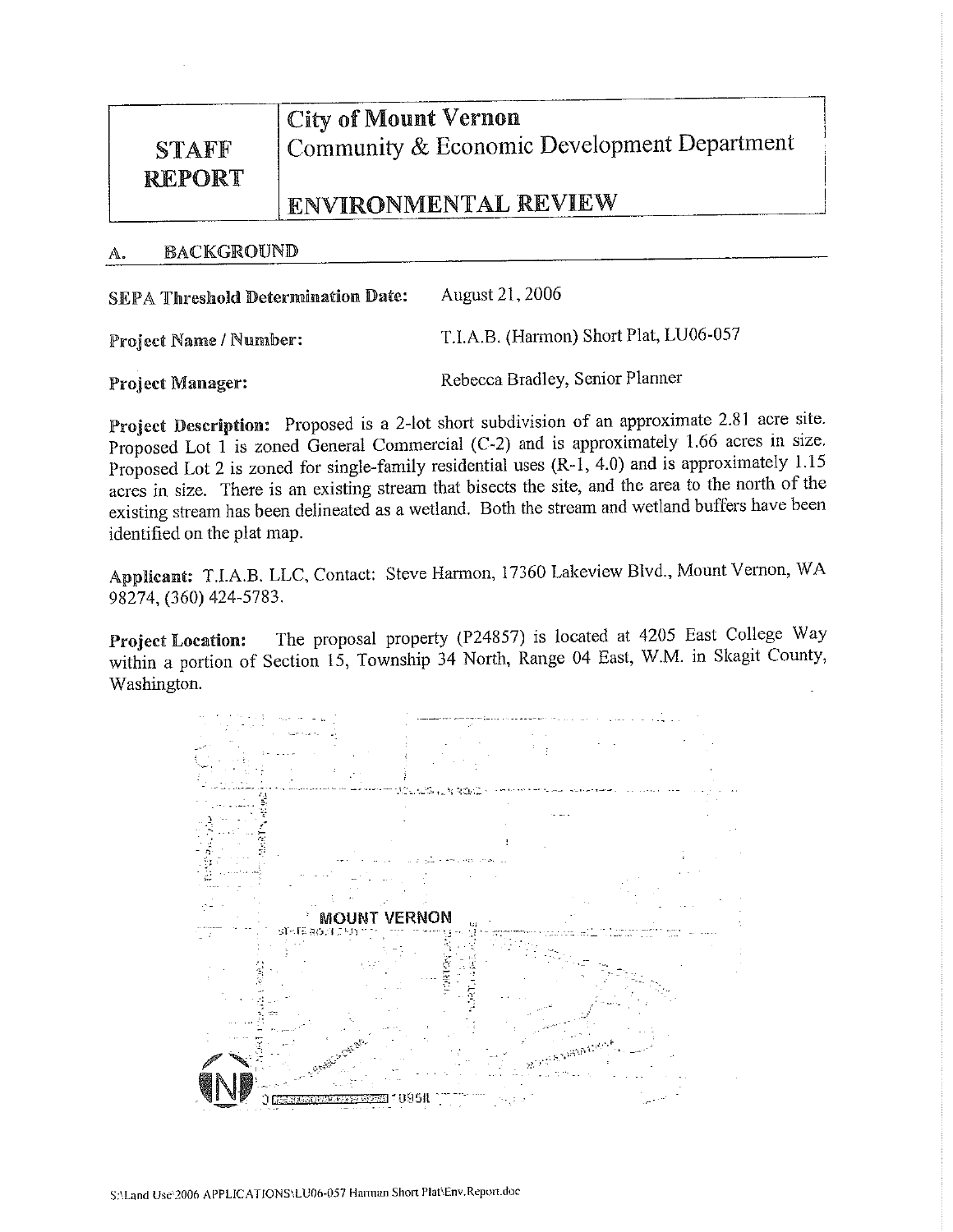| STAFF REPORT | City of Mount Vernon<br>Community & Economic Development Department<br><br>ENVIRONMENTAL REVIEW |
|---|---|

## A. BACKGROUND

**SEPA Threshold Determination Date:** August 21, 2006

**Project Name / Number:** T.I.A.B. (Harmon) Short Plat, LU06-057

**Project Manager:** Rebecca Bradley, Senior Planner

**Project Description:** Proposed is a 2-lot short subdivision of an approximate 2.81 acre site. Proposed Lot 1 is zoned General Commercial (C-2) and is approximately 1.66 acres in size. Proposed Lot 2 is zoned for single-family residential uses (R-1, 4.0) and is approximately 1.15 acres in size. There is an existing stream that bisects the site, and the area to the north of the existing stream has been delineated as a wetland. Both the stream and wetland buffers have been identified on the plat map.

**Applicant:** T.I.A.B. LLC, Contact: Steve Harmon, 17360 Lakeview Blvd., Mount Vernon, WA 98274, (360) 424-5783.

**Project Location:** The proposal property (P24857) is located at 4205 East College Way within a portion of Section 15, Township 34 North, Range 04 East, W.M. in Skagit County, Washington.

MOUNT VERNON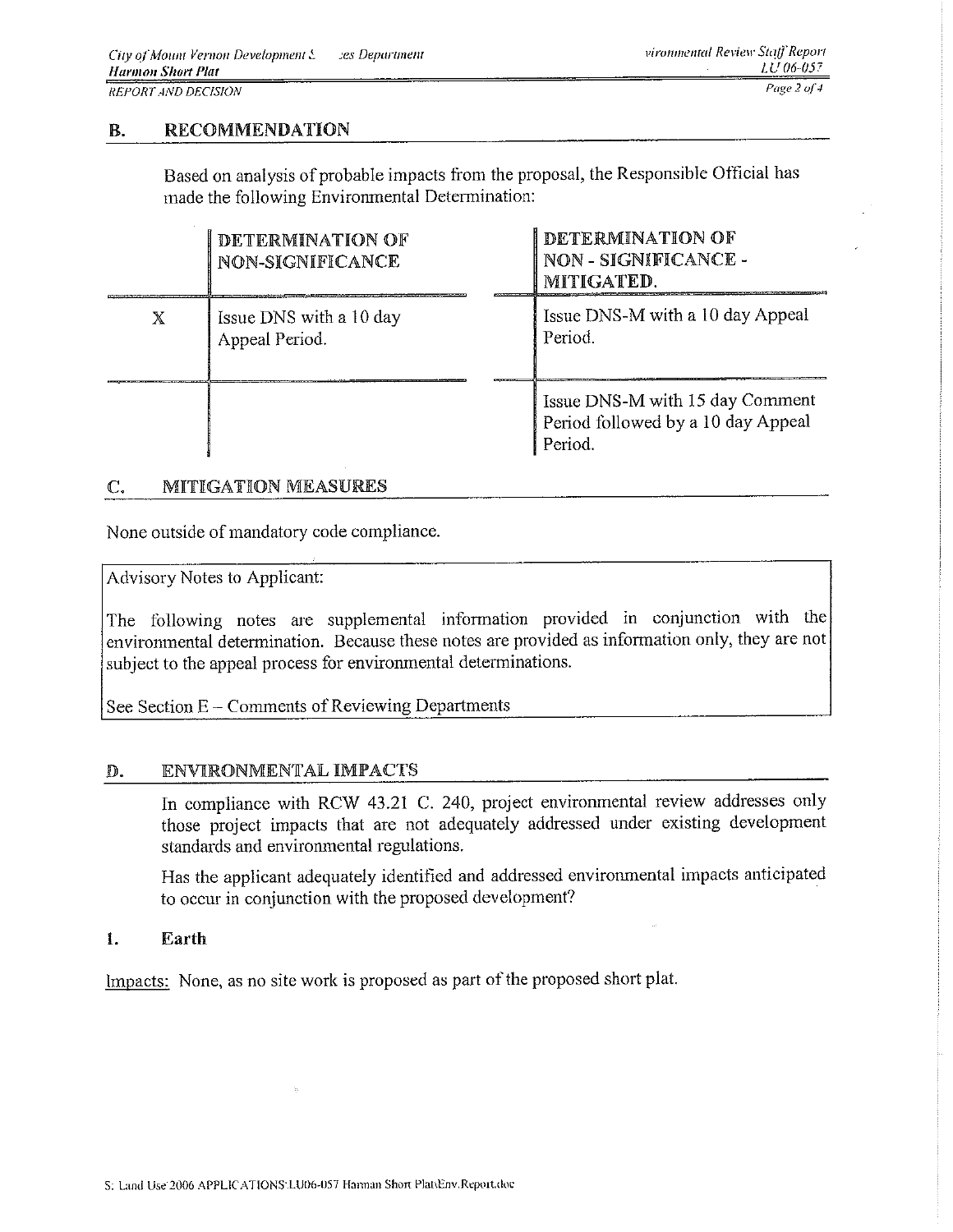## B. RECOMMENDATION

Based on analysis of probable impacts from the proposal, the Responsible Official has made the following Environmental Determination:

| | DETERMINATION OF NON-SIGNIFICANCE | DETERMINATION OF NON - SIGNIFICANCE - MITIGATED. |
|---|---|---|
| X | Issue DNS with a 10 day Appeal Period. | Issue DNS-M with a 10 day Appeal Period. |
| | | Issue DNS-M with 15 day Comment Period followed by a 10 day Appeal Period. |

## C. MITIGATION MEASURES

None outside of mandatory code compliance.

Advisory Notes to Applicant:

The following notes are supplemental information provided in conjunction with the environmental determination. Because these notes are provided as information only, they are not subject to the appeal process for environmental determinations.

See Section E – Comments of Reviewing Departments

## D. ENVIRONMENTAL IMPACTS

In compliance with RCW 43.21 C. 240, project environmental review addresses only those project impacts that are not adequately addressed under existing development standards and environmental regulations.

Has the applicant adequately identified and addressed environmental impacts anticipated to occur in conjunction with the proposed development?

### 1. Earth

Impacts: None, as no site work is proposed as part of the proposed short plat.

S: Land Use 2006 APPLICATIONS\LU06-057 Harman Short Plat\Env.Report.doc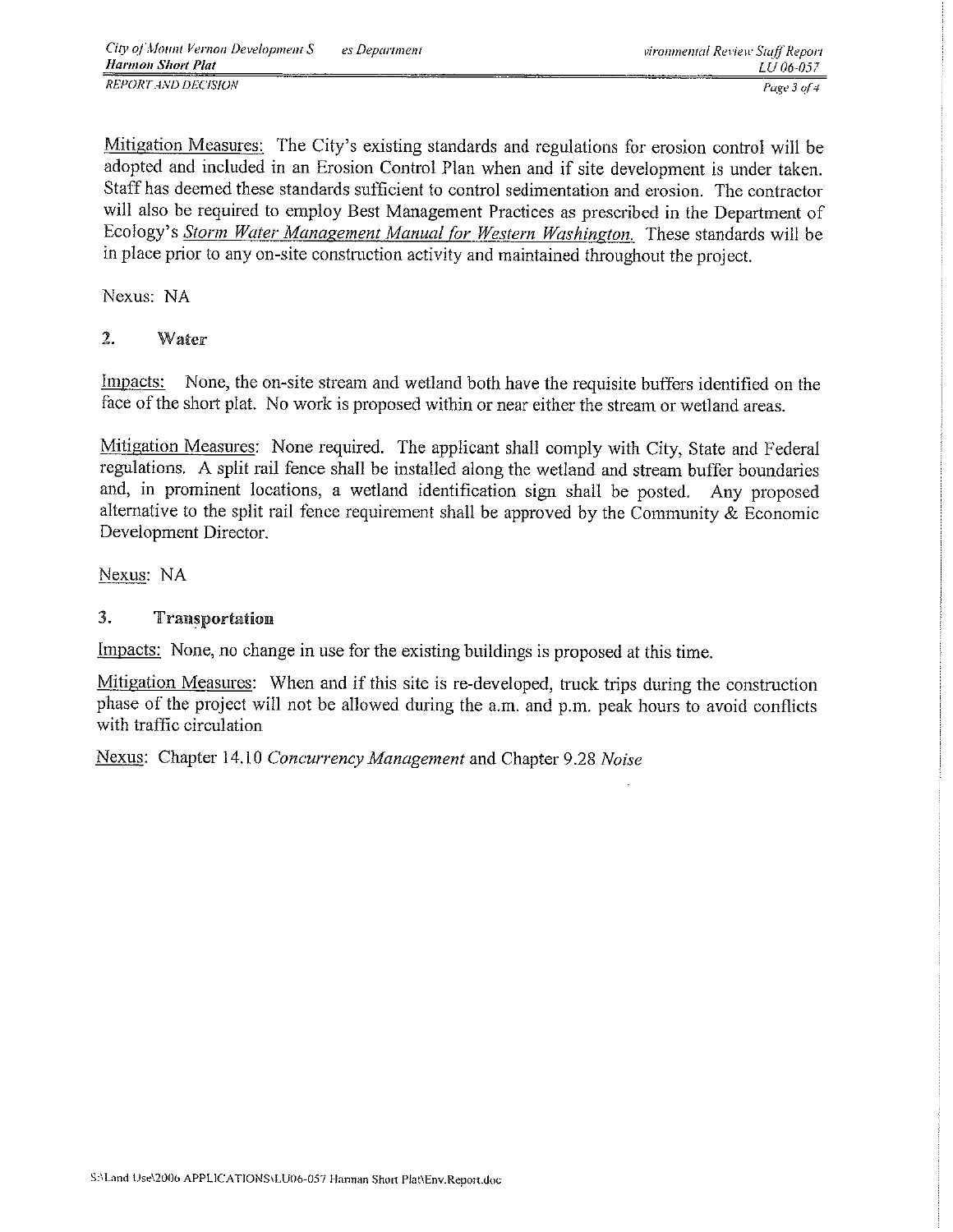Mitigation Measures: The City's existing standards and regulations for erosion control will be adopted and included in an Erosion Control Plan when and if site development is under taken. Staff has deemed these standards sufficient to control sedimentation and erosion. The contractor will also be required to employ Best Management Practices as prescribed in the Department of Ecology's *Storm Water Management Manual for Western Washington.* These standards will be in place prior to any on-site construction activity and maintained throughout the project.

Nexus: NA

## 2. Water

Impacts: None, the on-site stream and wetland both have the requisite buffers identified on the face of the short plat. No work is proposed within or near either the stream or wetland areas.

Mitigation Measures: None required. The applicant shall comply with City, State and Federal regulations. A split rail fence shall be installed along the wetland and stream buffer boundaries and, in prominent locations, a wetland identification sign shall be posted. Any proposed alternative to the split rail fence requirement shall be approved by the Community & Economic Development Director.

Nexus: NA

## 3. Transportation

Impacts: None, no change in use for the existing buildings is proposed at this time.

Mitigation Measures: When and if this site is re-developed, truck trips during the construction phase of the project will not be allowed during the a.m. and p.m. peak hours to avoid conflicts with traffic circulation

Nexus: Chapter 14.10 *Concurrency Management* and Chapter 9.28 *Noise*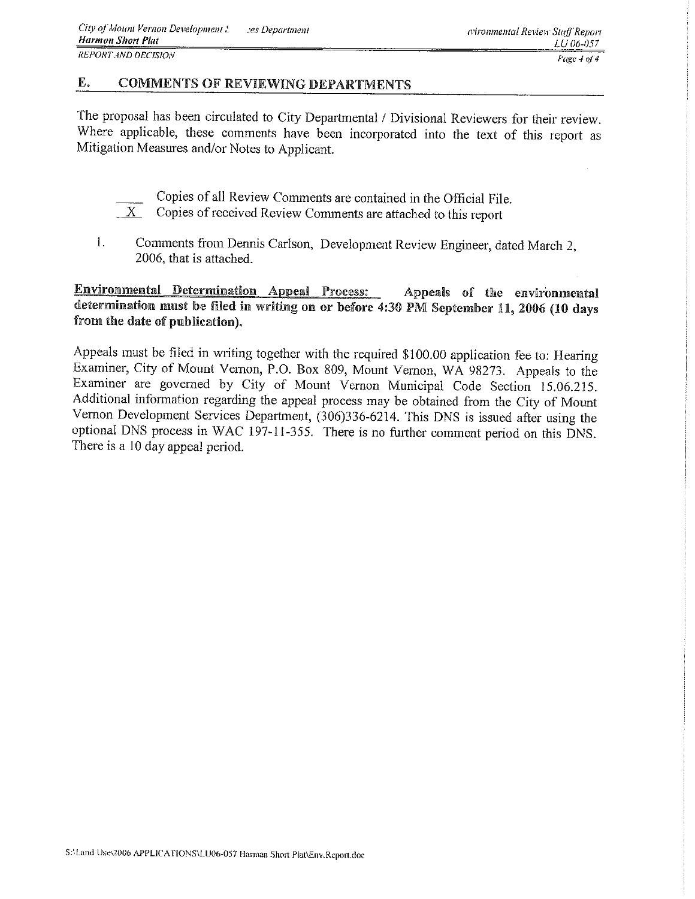## E. COMMENTS OF REVIEWING DEPARTMENTS

The proposal has been circulated to City Departmental / Divisional Reviewers for their review. Where applicable, these comments have been incorporated into the text of this report as Mitigation Measures and/or Notes to Applicant.

____ Copies of all Review Comments are contained in the Official File.
_X_ Copies of received Review Comments are attached to this report

1. Comments from Dennis Carlson, Development Review Engineer, dated March 2, 2006, that is attached.

**Environmental Determination Appeal Process: Appeals of the environmental determination must be filed in writing on or before 4:30 PM September 11, 2006 (10 days from the date of publication).**

Appeals must be filed in writing together with the required $100.00 application fee to: Hearing Examiner, City of Mount Vernon, P.O. Box 809, Mount Vernon, WA 98273. Appeals to the Examiner are governed by City of Mount Vernon Municipal Code Section 15.06.215. Additional information regarding the appeal process may be obtained from the City of Mount Vernon Development Services Department, (306)336-6214. This DNS is issued after using the optional DNS process in WAC 197-11-355. There is no further comment period on this DNS. There is a 10 day appeal period.

S:\Land Use\2006 APPLICATIONS\LU06-057 Harman Short Plat\Env.Report.doc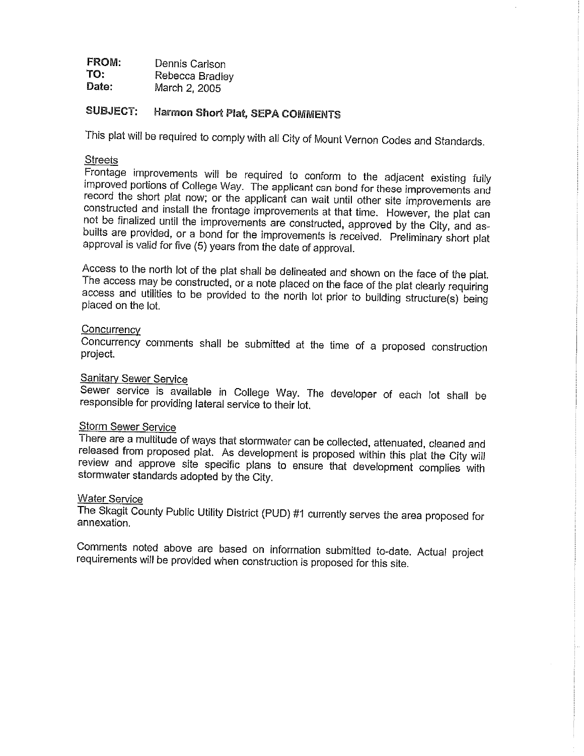**FROM:** Dennis Carlson
**TO:** Rebecca Bradley
**Date:** March 2, 2005

**SUBJECT: Harmon Short Plat, SEPA COMMENTS**

This plat will be required to comply with all City of Mount Vernon Codes and Standards.

Streets

Frontage improvements will be required to conform to the adjacent existing fully improved portions of College Way. The applicant can bond for these improvements and record the short plat now; or the applicant can wait until other site improvements are constructed and install the frontage improvements at that time. However, the plat can not be finalized until the improvements are constructed, approved by the City, and as-builts are provided, or a bond for the improvements is received. Preliminary short plat approval is valid for five (5) years from the date of approval.

Access to the north lot of the plat shall be delineated and shown on the face of the plat. The access may be constructed, or a note placed on the face of the plat clearly requiring access and utilities to be provided to the north lot prior to building structure(s) being placed on the lot.

Concurrency

Concurrency comments shall be submitted at the time of a proposed construction project.

Sanitary Sewer Service

Sewer service is available in College Way. The developer of each lot shall be responsible for providing lateral service to their lot.

Storm Sewer Service

There are a multitude of ways that stormwater can be collected, attenuated, cleaned and released from proposed plat. As development is proposed within this plat the City will review and approve site specific plans to ensure that development complies with stormwater standards adopted by the City.

Water Service

The Skagit County Public Utility District (PUD) #1 currently serves the area proposed for annexation.

Comments noted above are based on information submitted to-date. Actual project requirements will be provided when construction is proposed for this site.